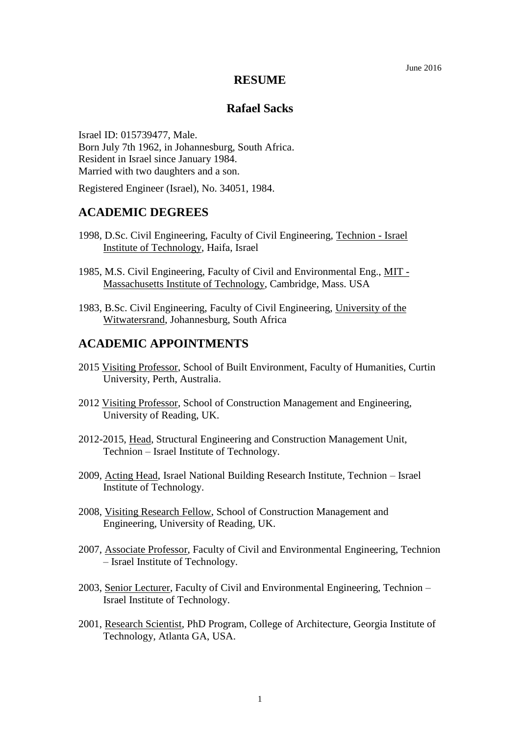June 2016

# RESUME

# Rafael Sacks

Israel ID: 015739477, Male.
Born July 7th 1962, in Johannesburg, South Africa.
Resident in Israel since January 1984.
Married with two daughters and a son.

Registered Engineer (Israel), No. 34051, 1984.

## ACADEMIC DEGREES

1998, D.Sc. Civil Engineering, Faculty of Civil Engineering, Technion - Israel Institute of Technology, Haifa, Israel

1985, M.S. Civil Engineering, Faculty of Civil and Environmental Eng., MIT - Massachusetts Institute of Technology, Cambridge, Mass. USA

1983, B.Sc. Civil Engineering, Faculty of Civil Engineering, University of the Witwatersrand, Johannesburg, South Africa

## ACADEMIC APPOINTMENTS

2015 Visiting Professor, School of Built Environment, Faculty of Humanities, Curtin University, Perth, Australia.

2012 Visiting Professor, School of Construction Management and Engineering, University of Reading, UK.

2012-2015, Head, Structural Engineering and Construction Management Unit, Technion – Israel Institute of Technology.

2009, Acting Head, Israel National Building Research Institute, Technion – Israel Institute of Technology.

2008, Visiting Research Fellow, School of Construction Management and Engineering, University of Reading, UK.

2007, Associate Professor, Faculty of Civil and Environmental Engineering, Technion – Israel Institute of Technology.

2003, Senior Lecturer, Faculty of Civil and Environmental Engineering, Technion – Israel Institute of Technology.

2001, Research Scientist, PhD Program, College of Architecture, Georgia Institute of Technology, Atlanta GA, USA.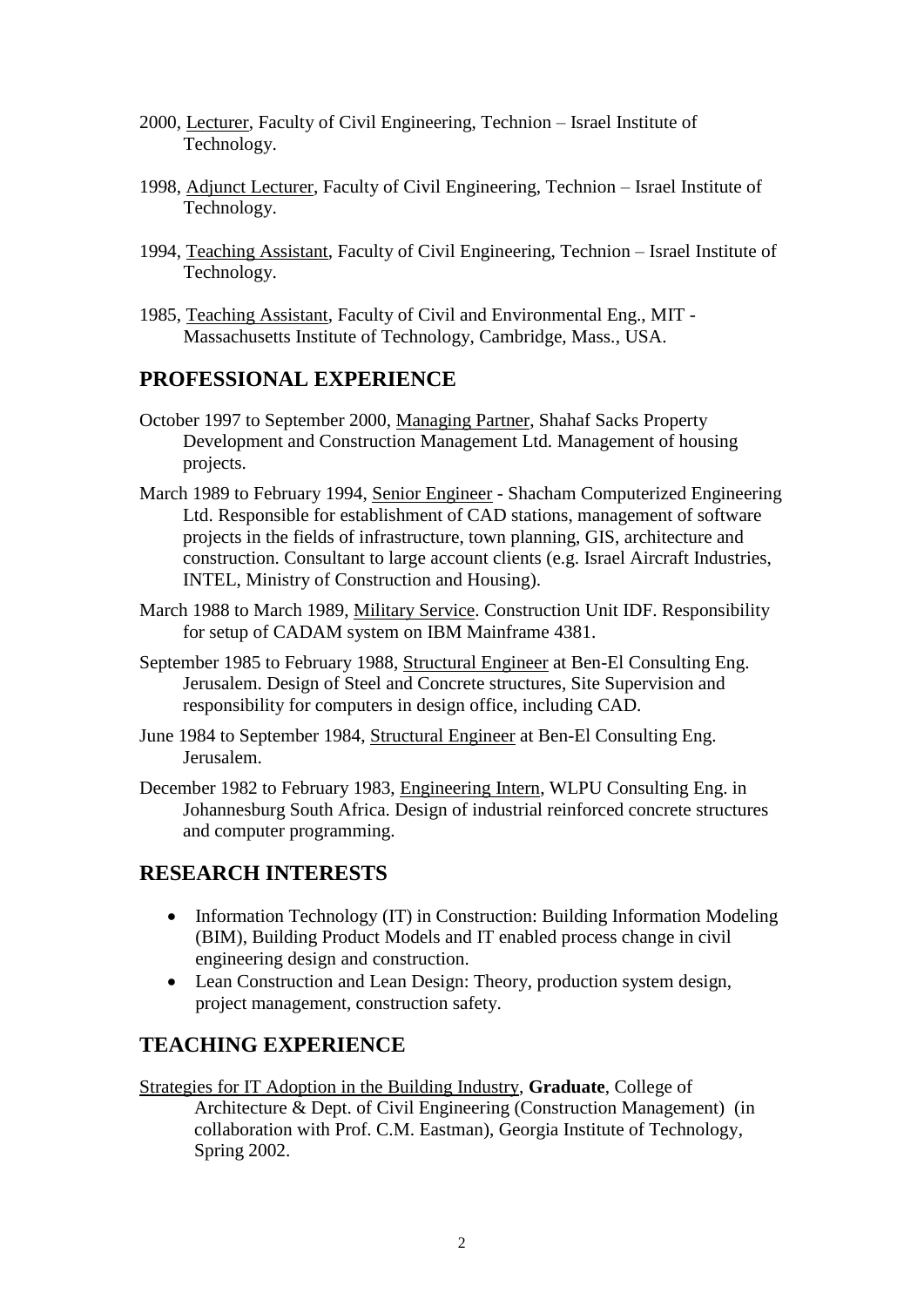2000, Lecturer, Faculty of Civil Engineering, Technion – Israel Institute of Technology.

1998, Adjunct Lecturer, Faculty of Civil Engineering, Technion – Israel Institute of Technology.

1994, Teaching Assistant, Faculty of Civil Engineering, Technion – Israel Institute of Technology.

1985, Teaching Assistant, Faculty of Civil and Environmental Eng., MIT - Massachusetts Institute of Technology, Cambridge, Mass., USA.

## PROFESSIONAL EXPERIENCE

October 1997 to September 2000, Managing Partner, Shahaf Sacks Property Development and Construction Management Ltd. Management of housing projects.

March 1989 to February 1994, Senior Engineer - Shacham Computerized Engineering Ltd. Responsible for establishment of CAD stations, management of software projects in the fields of infrastructure, town planning, GIS, architecture and construction. Consultant to large account clients (e.g. Israel Aircraft Industries, INTEL, Ministry of Construction and Housing).

March 1988 to March 1989, Military Service. Construction Unit IDF. Responsibility for setup of CADAM system on IBM Mainframe 4381.

September 1985 to February 1988, Structural Engineer at Ben-El Consulting Eng. Jerusalem. Design of Steel and Concrete structures, Site Supervision and responsibility for computers in design office, including CAD.

June 1984 to September 1984, Structural Engineer at Ben-El Consulting Eng. Jerusalem.

December 1982 to February 1983, Engineering Intern, WLPU Consulting Eng. in Johannesburg South Africa. Design of industrial reinforced concrete structures and computer programming.

## RESEARCH INTERESTS

- Information Technology (IT) in Construction: Building Information Modeling (BIM), Building Product Models and IT enabled process change in civil engineering design and construction.
- Lean Construction and Lean Design: Theory, production system design, project management, construction safety.

## TEACHING EXPERIENCE

Strategies for IT Adoption in the Building Industry, **Graduate**, College of Architecture & Dept. of Civil Engineering (Construction Management) (in collaboration with Prof. C.M. Eastman), Georgia Institute of Technology, Spring 2002.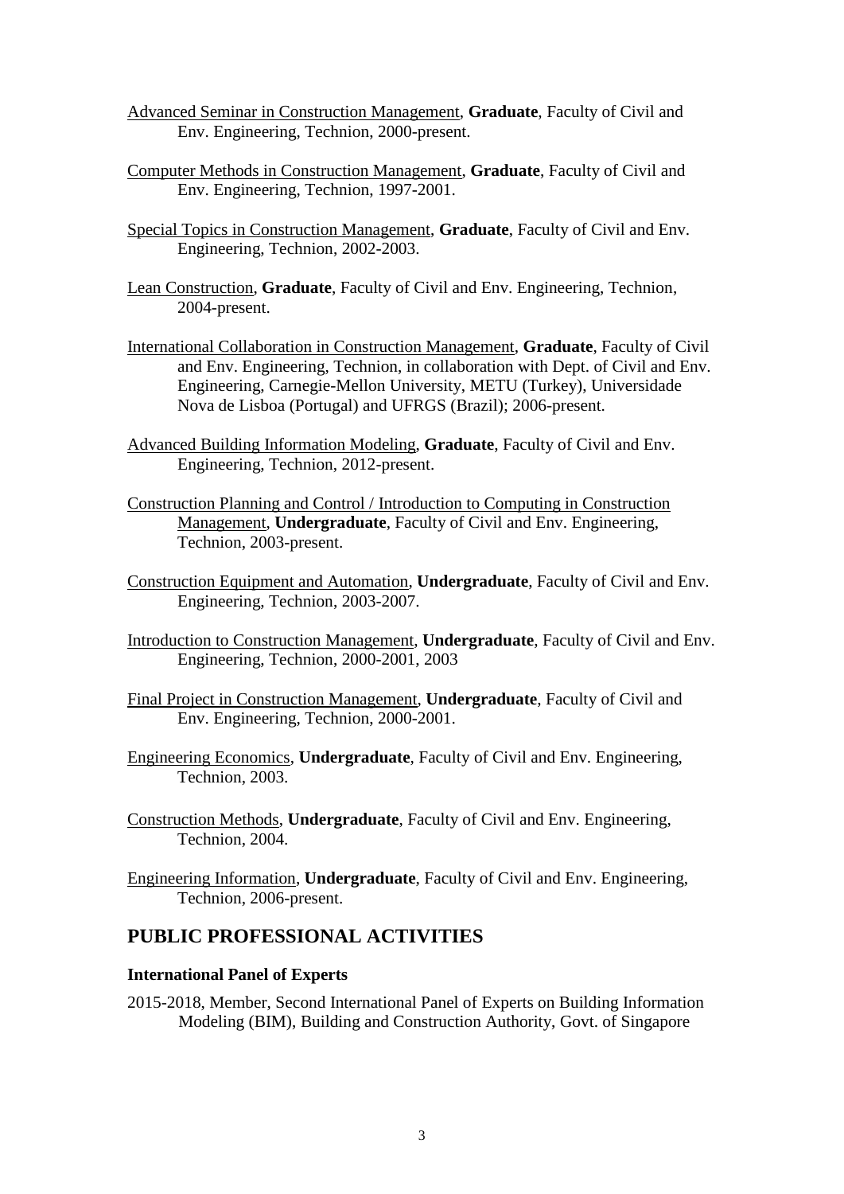Advanced Seminar in Construction Management, **Graduate**, Faculty of Civil and Env. Engineering, Technion, 2000-present.

Computer Methods in Construction Management, **Graduate**, Faculty of Civil and Env. Engineering, Technion, 1997-2001.

Special Topics in Construction Management, **Graduate**, Faculty of Civil and Env. Engineering, Technion, 2002-2003.

Lean Construction, **Graduate**, Faculty of Civil and Env. Engineering, Technion, 2004-present.

International Collaboration in Construction Management, **Graduate**, Faculty of Civil and Env. Engineering, Technion, in collaboration with Dept. of Civil and Env. Engineering, Carnegie-Mellon University, METU (Turkey), Universidade Nova de Lisboa (Portugal) and UFRGS (Brazil); 2006-present.

Advanced Building Information Modeling, **Graduate**, Faculty of Civil and Env. Engineering, Technion, 2012-present.

Construction Planning and Control / Introduction to Computing in Construction Management, **Undergraduate**, Faculty of Civil and Env. Engineering, Technion, 2003-present.

Construction Equipment and Automation, **Undergraduate**, Faculty of Civil and Env. Engineering, Technion, 2003-2007.

Introduction to Construction Management, **Undergraduate**, Faculty of Civil and Env. Engineering, Technion, 2000-2001, 2003

Final Project in Construction Management, **Undergraduate**, Faculty of Civil and Env. Engineering, Technion, 2000-2001.

Engineering Economics, **Undergraduate**, Faculty of Civil and Env. Engineering, Technion, 2003.

Construction Methods, **Undergraduate**, Faculty of Civil and Env. Engineering, Technion, 2004.

Engineering Information, **Undergraduate**, Faculty of Civil and Env. Engineering, Technion, 2006-present.

## PUBLIC PROFESSIONAL ACTIVITIES

**International Panel of Experts**

2015-2018, Member, Second International Panel of Experts on Building Information Modeling (BIM), Building and Construction Authority, Govt. of Singapore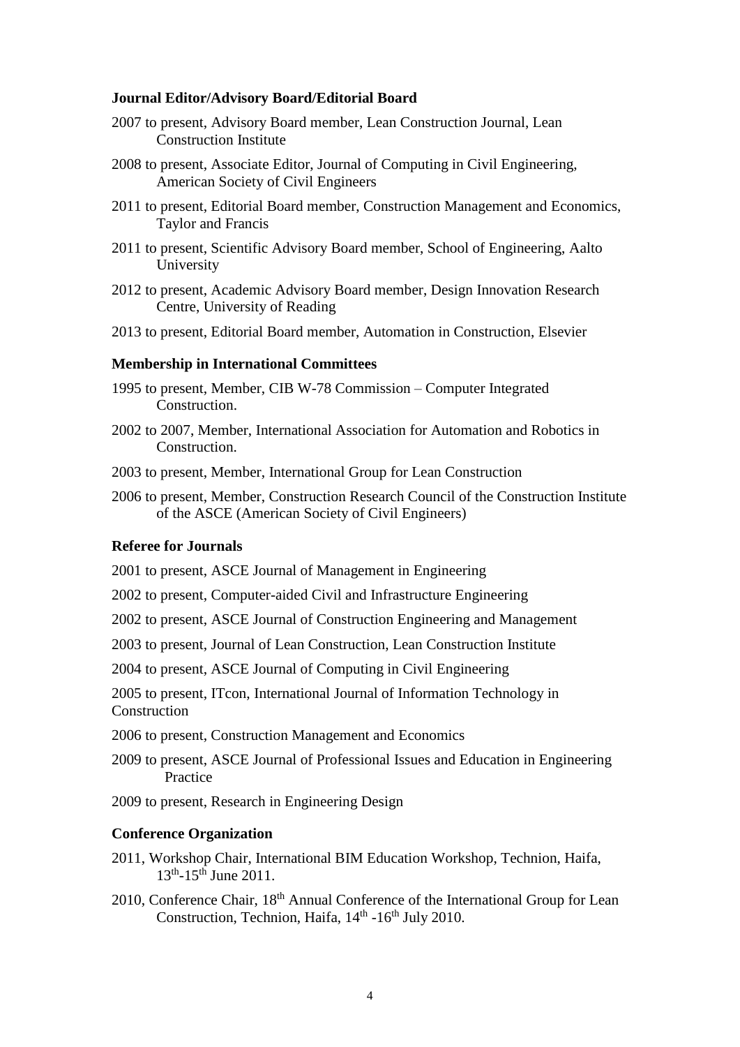**Journal Editor/Advisory Board/Editorial Board**

2007 to present, Advisory Board member, Lean Construction Journal, Lean Construction Institute

2008 to present, Associate Editor, Journal of Computing in Civil Engineering, American Society of Civil Engineers

2011 to present, Editorial Board member, Construction Management and Economics, Taylor and Francis

2011 to present, Scientific Advisory Board member, School of Engineering, Aalto University

2012 to present, Academic Advisory Board member, Design Innovation Research Centre, University of Reading

2013 to present, Editorial Board member, Automation in Construction, Elsevier

**Membership in International Committees**

1995 to present, Member, CIB W-78 Commission – Computer Integrated Construction.

2002 to 2007, Member, International Association for Automation and Robotics in Construction.

2003 to present, Member, International Group for Lean Construction

2006 to present, Member, Construction Research Council of the Construction Institute of the ASCE (American Society of Civil Engineers)

**Referee for Journals**

2001 to present, ASCE Journal of Management in Engineering

2002 to present, Computer-aided Civil and Infrastructure Engineering

2002 to present, ASCE Journal of Construction Engineering and Management

2003 to present, Journal of Lean Construction, Lean Construction Institute

2004 to present, ASCE Journal of Computing in Civil Engineering

2005 to present, ITcon, International Journal of Information Technology in Construction

2006 to present, Construction Management and Economics

2009 to present, ASCE Journal of Professional Issues and Education in Engineering Practice

2009 to present, Research in Engineering Design

**Conference Organization**

2011, Workshop Chair, International BIM Education Workshop, Technion, Haifa, 13th-15th June 2011.

2010, Conference Chair, 18th Annual Conference of the International Group for Lean Construction, Technion, Haifa, 14th -16th July 2010.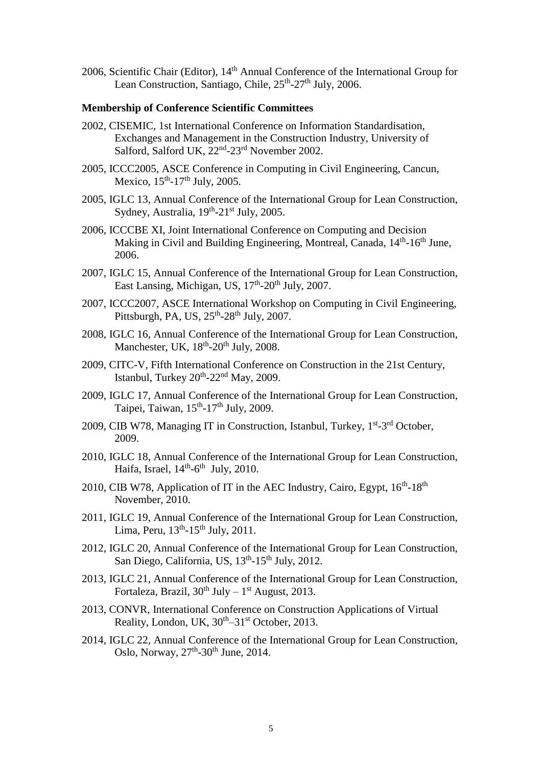2006, Scientific Chair (Editor), 14th Annual Conference of the International Group for Lean Construction, Santiago, Chile, 25th-27th July, 2006.

**Membership of Conference Scientific Committees**

2002, CISEMIC, 1st International Conference on Information Standardisation, Exchanges and Management in the Construction Industry, University of Salford, Salford UK, 22nd-23rd November 2002.

2005, ICCC2005, ASCE Conference in Computing in Civil Engineering, Cancun, Mexico, 15th-17th July, 2005.

2005, IGLC 13, Annual Conference of the International Group for Lean Construction, Sydney, Australia, 19th-21st July, 2005.

2006, ICCCBE XI, Joint International Conference on Computing and Decision Making in Civil and Building Engineering, Montreal, Canada, 14th-16th June, 2006.

2007, IGLC 15, Annual Conference of the International Group for Lean Construction, East Lansing, Michigan, US, 17th-20th July, 2007.

2007, ICCC2007, ASCE International Workshop on Computing in Civil Engineering, Pittsburgh, PA, US, 25th-28th July, 2007.

2008, IGLC 16, Annual Conference of the International Group for Lean Construction, Manchester, UK, 18th-20th July, 2008.

2009, CITC-V, Fifth International Conference on Construction in the 21st Century, Istanbul, Turkey 20th-22nd May, 2009.

2009, IGLC 17, Annual Conference of the International Group for Lean Construction, Taipei, Taiwan, 15th-17th July, 2009.

2009, CIB W78, Managing IT in Construction, Istanbul, Turkey, 1st-3rd October, 2009.

2010, IGLC 18, Annual Conference of the International Group for Lean Construction, Haifa, Israel, 14th-6th July, 2010.

2010, CIB W78, Application of IT in the AEC Industry, Cairo, Egypt, 16th-18th November, 2010.

2011, IGLC 19, Annual Conference of the International Group for Lean Construction, Lima, Peru, 13th-15th July, 2011.

2012, IGLC 20, Annual Conference of the International Group for Lean Construction, San Diego, California, US, 13th-15th July, 2012.

2013, IGLC 21, Annual Conference of the International Group for Lean Construction, Fortaleza, Brazil, 30th July – 1st August, 2013.

2013, CONVR, International Conference on Construction Applications of Virtual Reality, London, UK, 30th–31st October, 2013.

2014, IGLC 22, Annual Conference of the International Group for Lean Construction, Oslo, Norway, 27th-30th June, 2014.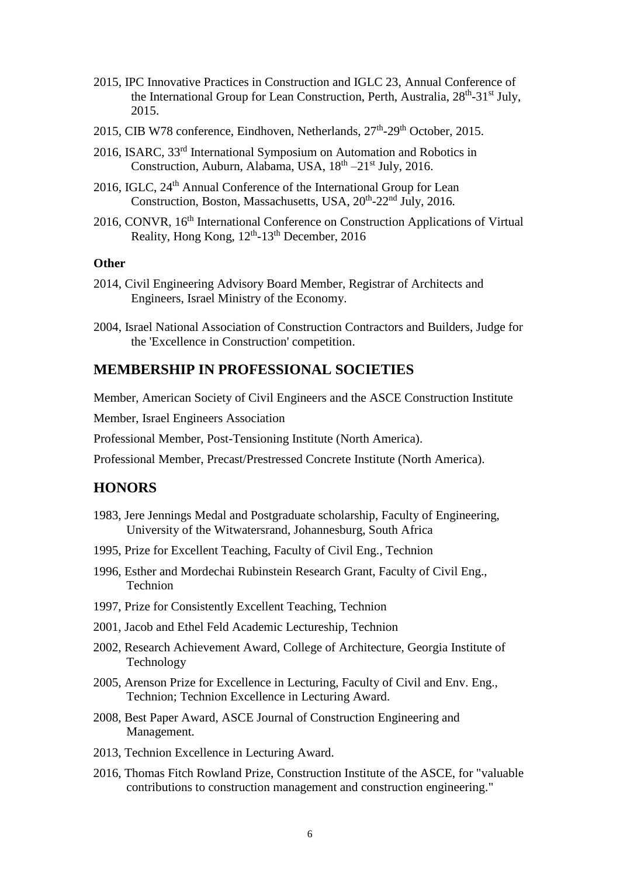2015, IPC Innovative Practices in Construction and IGLC 23, Annual Conference of the International Group for Lean Construction, Perth, Australia, 28th-31st July, 2015.

2015, CIB W78 conference, Eindhoven, Netherlands, 27th-29th October, 2015.

2016, ISARC, 33rd International Symposium on Automation and Robotics in Construction, Auburn, Alabama, USA, 18th –21st July, 2016.

2016, IGLC, 24th Annual Conference of the International Group for Lean Construction, Boston, Massachusetts, USA, 20th-22nd July, 2016.

2016, CONVR, 16th International Conference on Construction Applications of Virtual Reality, Hong Kong, 12th-13th December, 2016

**Other**

2014, Civil Engineering Advisory Board Member, Registrar of Architects and Engineers, Israel Ministry of the Economy.

2004, Israel National Association of Construction Contractors and Builders, Judge for the 'Excellence in Construction' competition.

## MEMBERSHIP IN PROFESSIONAL SOCIETIES

Member, American Society of Civil Engineers and the ASCE Construction Institute

Member, Israel Engineers Association

Professional Member, Post-Tensioning Institute (North America).

Professional Member, Precast/Prestressed Concrete Institute (North America).

## HONORS

1983, Jere Jennings Medal and Postgraduate scholarship, Faculty of Engineering, University of the Witwatersrand, Johannesburg, South Africa

1995, Prize for Excellent Teaching, Faculty of Civil Eng., Technion

1996, Esther and Mordechai Rubinstein Research Grant, Faculty of Civil Eng., Technion

1997, Prize for Consistently Excellent Teaching, Technion

2001, Jacob and Ethel Feld Academic Lectureship, Technion

2002, Research Achievement Award, College of Architecture, Georgia Institute of Technology

2005, Arenson Prize for Excellence in Lecturing, Faculty of Civil and Env. Eng., Technion; Technion Excellence in Lecturing Award.

2008, Best Paper Award, ASCE Journal of Construction Engineering and Management.

2013, Technion Excellence in Lecturing Award.

2016, Thomas Fitch Rowland Prize, Construction Institute of the ASCE, for "valuable contributions to construction management and construction engineering."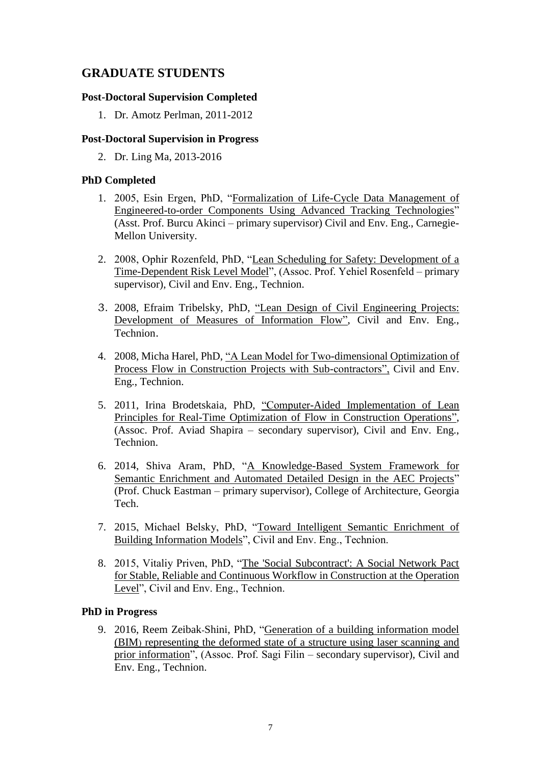## GRADUATE STUDENTS

### Post-Doctoral Supervision Completed

1. Dr. Amotz Perlman, 2011-2012

### Post-Doctoral Supervision in Progress

2. Dr. Ling Ma, 2013-2016

### PhD Completed

1. 2005, Esin Ergen, PhD, "Formalization of Life-Cycle Data Management of Engineered-to-order Components Using Advanced Tracking Technologies" (Asst. Prof. Burcu Akinci – primary supervisor) Civil and Env. Eng., Carnegie-Mellon University.

2. 2008, Ophir Rozenfeld, PhD, "Lean Scheduling for Safety: Development of a Time-Dependent Risk Level Model", (Assoc. Prof. Yehiel Rosenfeld – primary supervisor), Civil and Env. Eng., Technion.

3. 2008, Efraim Tribelsky, PhD, "Lean Design of Civil Engineering Projects: Development of Measures of Information Flow", Civil and Env. Eng., Technion.

4. 2008, Micha Harel, PhD, "A Lean Model for Two-dimensional Optimization of Process Flow in Construction Projects with Sub-contractors", Civil and Env. Eng., Technion.

5. 2011, Irina Brodetskaia, PhD, "Computer-Aided Implementation of Lean Principles for Real-Time Optimization of Flow in Construction Operations", (Assoc. Prof. Aviad Shapira – secondary supervisor), Civil and Env. Eng., Technion.

6. 2014, Shiva Aram, PhD, "A Knowledge-Based System Framework for Semantic Enrichment and Automated Detailed Design in the AEC Projects" (Prof. Chuck Eastman – primary supervisor), College of Architecture, Georgia Tech.

7. 2015, Michael Belsky, PhD, "Toward Intelligent Semantic Enrichment of Building Information Models", Civil and Env. Eng., Technion.

8. 2015, Vitaliy Priven, PhD, "The 'Social Subcontract': A Social Network Pact for Stable, Reliable and Continuous Workflow in Construction at the Operation Level", Civil and Env. Eng., Technion.

### PhD in Progress

9. 2016, Reem Zeibak-Shini, PhD, "Generation of a building information model (BIM) representing the deformed state of a structure using laser scanning and prior information", (Assoc. Prof. Sagi Filin – secondary supervisor), Civil and Env. Eng., Technion.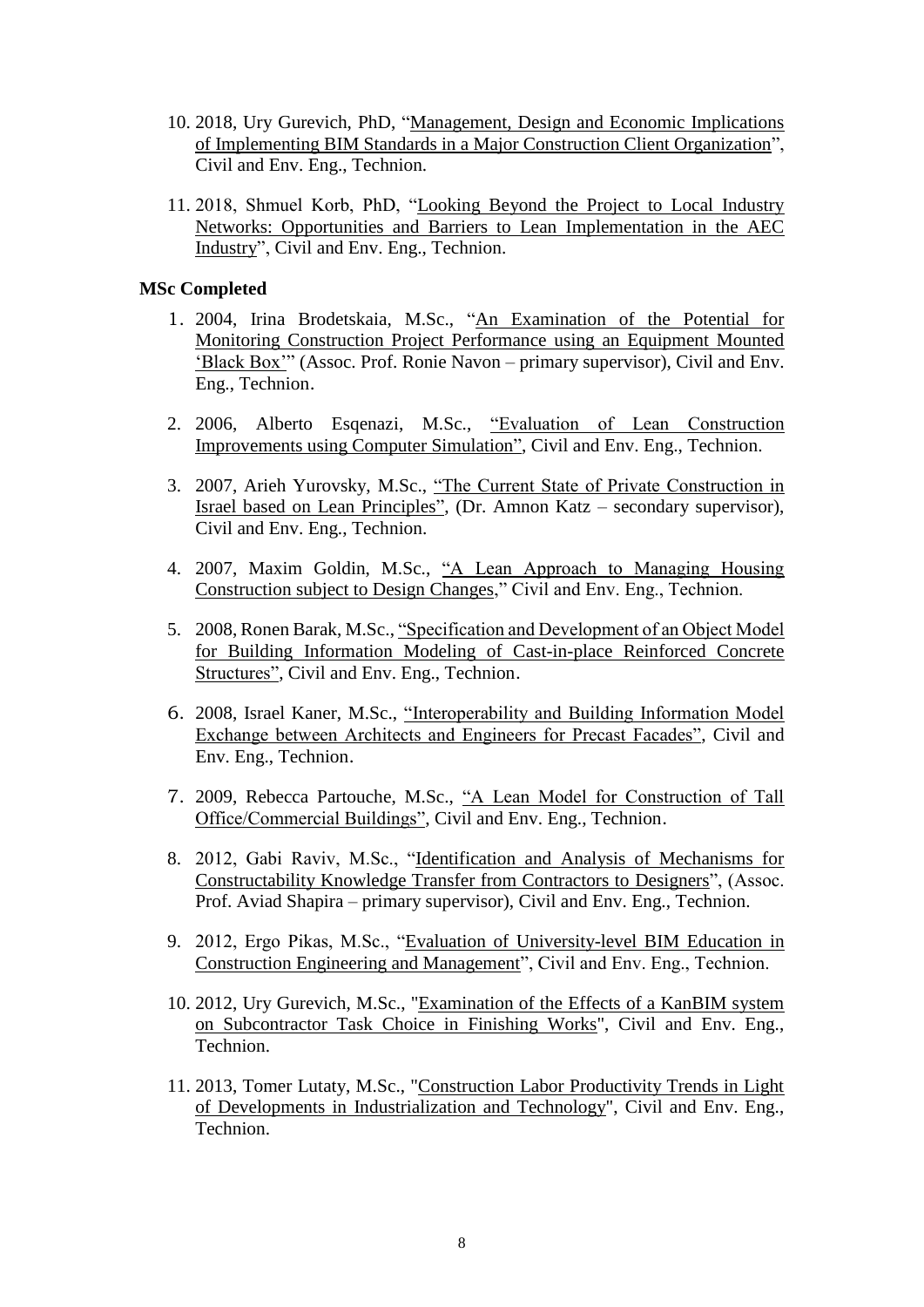10. 2018, Ury Gurevich, PhD, "Management, Design and Economic Implications of Implementing BIM Standards in a Major Construction Client Organization", Civil and Env. Eng., Technion.

11. 2018, Shmuel Korb, PhD, "Looking Beyond the Project to Local Industry Networks: Opportunities and Barriers to Lean Implementation in the AEC Industry", Civil and Env. Eng., Technion.

**MSc Completed**

1. 2004, Irina Brodetskaia, M.Sc., "An Examination of the Potential for Monitoring Construction Project Performance using an Equipment Mounted 'Black Box'" (Assoc. Prof. Ronie Navon – primary supervisor), Civil and Env. Eng., Technion.

2. 2006, Alberto Esqenazi, M.Sc., "Evaluation of Lean Construction Improvements using Computer Simulation", Civil and Env. Eng., Technion.

3. 2007, Arieh Yurovsky, M.Sc., "The Current State of Private Construction in Israel based on Lean Principles", (Dr. Amnon Katz – secondary supervisor), Civil and Env. Eng., Technion.

4. 2007, Maxim Goldin, M.Sc., "A Lean Approach to Managing Housing Construction subject to Design Changes," Civil and Env. Eng., Technion.

5. 2008, Ronen Barak, M.Sc., "Specification and Development of an Object Model for Building Information Modeling of Cast-in-place Reinforced Concrete Structures", Civil and Env. Eng., Technion.

6. 2008, Israel Kaner, M.Sc., "Interoperability and Building Information Model Exchange between Architects and Engineers for Precast Facades", Civil and Env. Eng., Technion.

7. 2009, Rebecca Partouche, M.Sc., "A Lean Model for Construction of Tall Office/Commercial Buildings", Civil and Env. Eng., Technion.

8. 2012, Gabi Raviv, M.Sc., "Identification and Analysis of Mechanisms for Constructability Knowledge Transfer from Contractors to Designers", (Assoc. Prof. Aviad Shapira – primary supervisor), Civil and Env. Eng., Technion.

9. 2012, Ergo Pikas, M.Sc., "Evaluation of University-level BIM Education in Construction Engineering and Management", Civil and Env. Eng., Technion.

10. 2012, Ury Gurevich, M.Sc., "Examination of the Effects of a KanBIM system on Subcontractor Task Choice in Finishing Works", Civil and Env. Eng., Technion.

11. 2013, Tomer Lutaty, M.Sc., "Construction Labor Productivity Trends in Light of Developments in Industrialization and Technology", Civil and Env. Eng., Technion.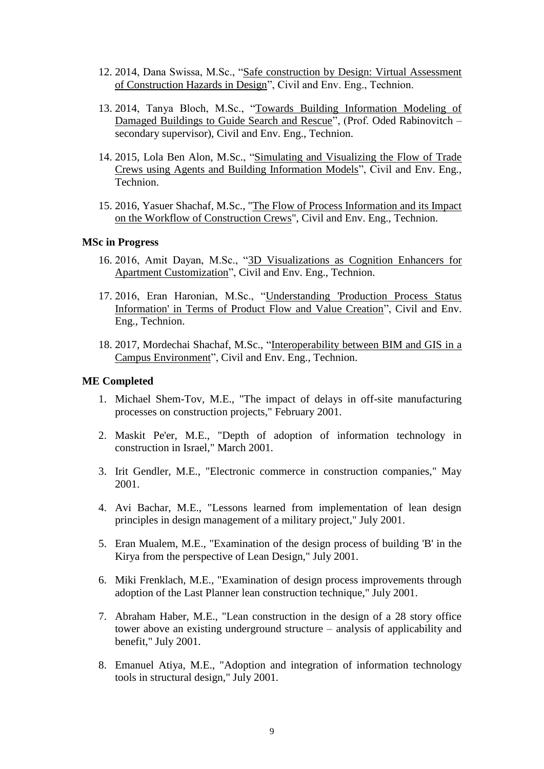12. 2014, Dana Swissa, M.Sc., "Safe construction by Design: Virtual Assessment of Construction Hazards in Design", Civil and Env. Eng., Technion.

13. 2014, Tanya Bloch, M.Sc., "Towards Building Information Modeling of Damaged Buildings to Guide Search and Rescue", (Prof. Oded Rabinovitch – secondary supervisor), Civil and Env. Eng., Technion.

14. 2015, Lola Ben Alon, M.Sc., "Simulating and Visualizing the Flow of Trade Crews using Agents and Building Information Models", Civil and Env. Eng., Technion.

15. 2016, Yasuer Shachaf, M.Sc., "The Flow of Process Information and its Impact on the Workflow of Construction Crews", Civil and Env. Eng., Technion.

**MSc in Progress**

16. 2016, Amit Dayan, M.Sc., "3D Visualizations as Cognition Enhancers for Apartment Customization", Civil and Env. Eng., Technion.

17. 2016, Eran Haronian, M.Sc., "Understanding 'Production Process Status Information' in Terms of Product Flow and Value Creation", Civil and Env. Eng., Technion.

18. 2017, Mordechai Shachaf, M.Sc., "Interoperability between BIM and GIS in a Campus Environment", Civil and Env. Eng., Technion.

**ME Completed**

1. Michael Shem-Tov, M.E., "The impact of delays in off-site manufacturing processes on construction projects," February 2001.

2. Maskit Pe'er, M.E., "Depth of adoption of information technology in construction in Israel," March 2001.

3. Irit Gendler, M.E., "Electronic commerce in construction companies," May 2001.

4. Avi Bachar, M.E., "Lessons learned from implementation of lean design principles in design management of a military project," July 2001.

5. Eran Mualem, M.E., "Examination of the design process of building 'B' in the Kirya from the perspective of Lean Design," July 2001.

6. Miki Frenklach, M.E., "Examination of design process improvements through adoption of the Last Planner lean construction technique," July 2001.

7. Abraham Haber, M.E., "Lean construction in the design of a 28 story office tower above an existing underground structure – analysis of applicability and benefit," July 2001.

8. Emanuel Atiya, M.E., "Adoption and integration of information technology tools in structural design," July 2001.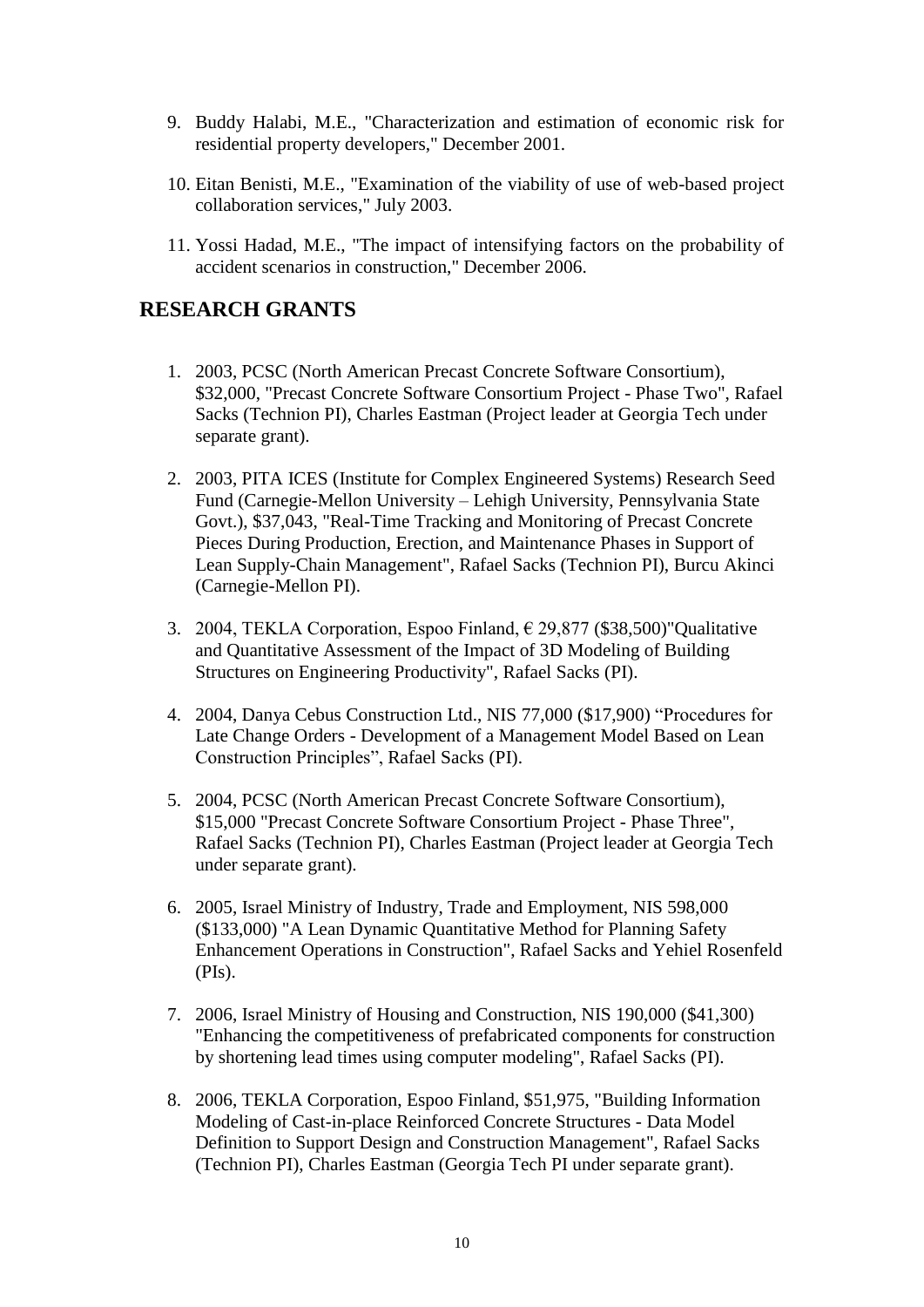9. Buddy Halabi, M.E., "Characterization and estimation of economic risk for residential property developers," December 2001.

10. Eitan Benisti, M.E., "Examination of the viability of use of web-based project collaboration services," July 2003.

11. Yossi Hadad, M.E., "The impact of intensifying factors on the probability of accident scenarios in construction," December 2006.

## RESEARCH GRANTS

1. 2003, PCSC (North American Precast Concrete Software Consortium), $32,000, "Precast Concrete Software Consortium Project - Phase Two", Rafael Sacks (Technion PI), Charles Eastman (Project leader at Georgia Tech under separate grant).

2. 2003, PITA ICES (Institute for Complex Engineered Systems) Research Seed Fund (Carnegie-Mellon University – Lehigh University, Pennsylvania State Govt.), $37,043, "Real-Time Tracking and Monitoring of Precast Concrete Pieces During Production, Erection, and Maintenance Phases in Support of Lean Supply-Chain Management", Rafael Sacks (Technion PI), Burcu Akinci (Carnegie-Mellon PI).

3. 2004, TEKLA Corporation, Espoo Finland, € 29,877 ($38,500)"Qualitative and Quantitative Assessment of the Impact of 3D Modeling of Building Structures on Engineering Productivity", Rafael Sacks (PI).

4. 2004, Danya Cebus Construction Ltd., NIS 77,000 ($17,900) "Procedures for Late Change Orders - Development of a Management Model Based on Lean Construction Principles", Rafael Sacks (PI).

5. 2004, PCSC (North American Precast Concrete Software Consortium), $15,000 "Precast Concrete Software Consortium Project - Phase Three", Rafael Sacks (Technion PI), Charles Eastman (Project leader at Georgia Tech under separate grant).

6. 2005, Israel Ministry of Industry, Trade and Employment, NIS 598,000 ($133,000) "A Lean Dynamic Quantitative Method for Planning Safety Enhancement Operations in Construction", Rafael Sacks and Yehiel Rosenfeld (PIs).

7. 2006, Israel Ministry of Housing and Construction, NIS 190,000 ($41,300) "Enhancing the competitiveness of prefabricated components for construction by shortening lead times using computer modeling", Rafael Sacks (PI).

8. 2006, TEKLA Corporation, Espoo Finland, $51,975, "Building Information Modeling of Cast-in-place Reinforced Concrete Structures - Data Model Definition to Support Design and Construction Management", Rafael Sacks (Technion PI), Charles Eastman (Georgia Tech PI under separate grant).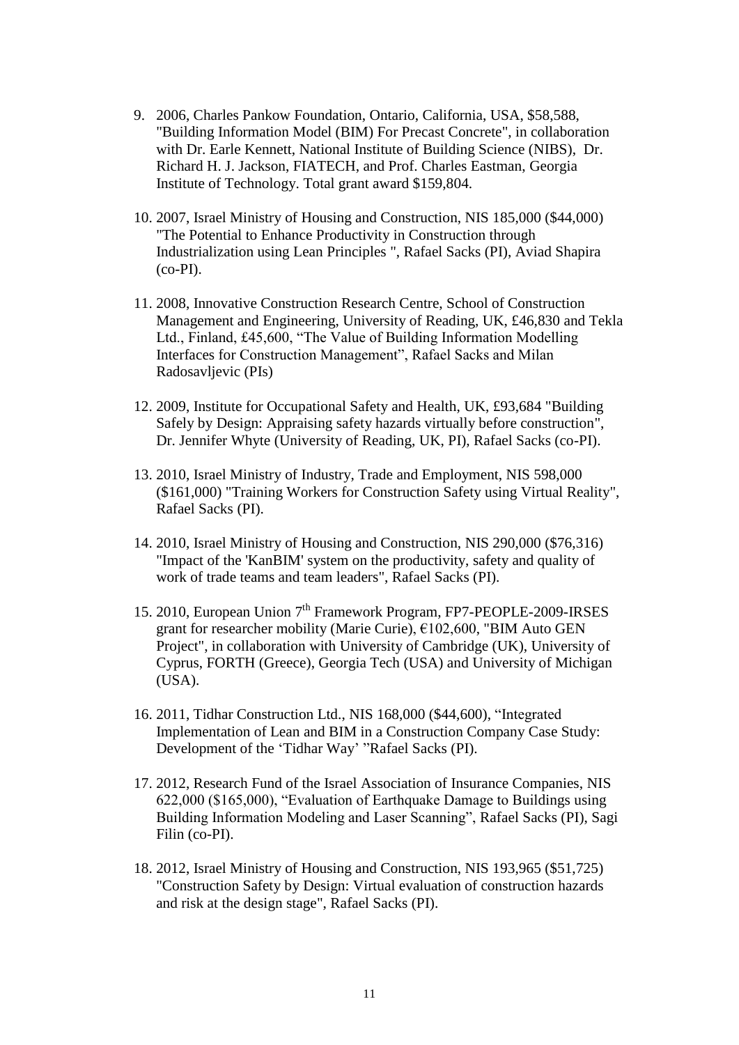9. 2006, Charles Pankow Foundation, Ontario, California, USA, $58,588, "Building Information Model (BIM) For Precast Concrete", in collaboration with Dr. Earle Kennett, National Institute of Building Science (NIBS), Dr. Richard H. J. Jackson, FIATECH, and Prof. Charles Eastman, Georgia Institute of Technology. Total grant award $159,804.

10. 2007, Israel Ministry of Housing and Construction, NIS 185,000 ($44,000) "The Potential to Enhance Productivity in Construction through Industrialization using Lean Principles ", Rafael Sacks (PI), Aviad Shapira (co-PI).

11. 2008, Innovative Construction Research Centre, School of Construction Management and Engineering, University of Reading, UK, £46,830 and Tekla Ltd., Finland, £45,600, "The Value of Building Information Modelling Interfaces for Construction Management", Rafael Sacks and Milan Radosavljevic (PIs)

12. 2009, Institute for Occupational Safety and Health, UK, £93,684 "Building Safely by Design: Appraising safety hazards virtually before construction", Dr. Jennifer Whyte (University of Reading, UK, PI), Rafael Sacks (co-PI).

13. 2010, Israel Ministry of Industry, Trade and Employment, NIS 598,000 ($161,000) "Training Workers for Construction Safety using Virtual Reality", Rafael Sacks (PI).

14. 2010, Israel Ministry of Housing and Construction, NIS 290,000 ($76,316) "Impact of the 'KanBIM' system on the productivity, safety and quality of work of trade teams and team leaders", Rafael Sacks (PI).

15. 2010, European Union 7th Framework Program, FP7-PEOPLE-2009-IRSES grant for researcher mobility (Marie Curie), €102,600, "BIM Auto GEN Project", in collaboration with University of Cambridge (UK), University of Cyprus, FORTH (Greece), Georgia Tech (USA) and University of Michigan (USA).

16. 2011, Tidhar Construction Ltd., NIS 168,000 ($44,600), "Integrated Implementation of Lean and BIM in a Construction Company Case Study: Development of the 'Tidhar Way' "Rafael Sacks (PI).

17. 2012, Research Fund of the Israel Association of Insurance Companies, NIS 622,000 ($165,000), "Evaluation of Earthquake Damage to Buildings using Building Information Modeling and Laser Scanning", Rafael Sacks (PI), Sagi Filin (co-PI).

18. 2012, Israel Ministry of Housing and Construction, NIS 193,965 ($51,725) "Construction Safety by Design: Virtual evaluation of construction hazards and risk at the design stage", Rafael Sacks (PI).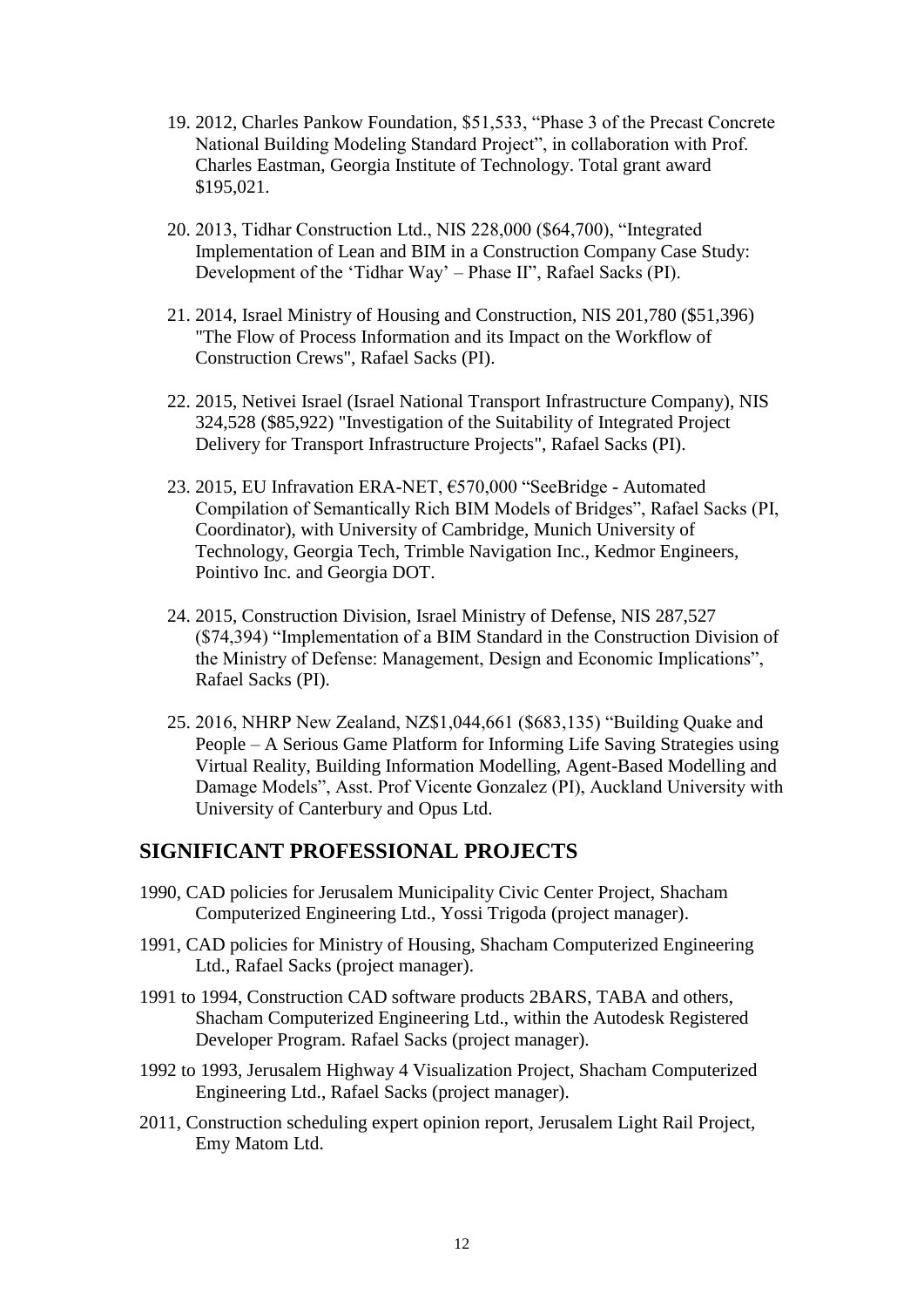19. 2012, Charles Pankow Foundation, \$51,533, "Phase 3 of the Precast Concrete National Building Modeling Standard Project", in collaboration with Prof. Charles Eastman, Georgia Institute of Technology. Total grant award \$195,021.

20. 2013, Tidhar Construction Ltd., NIS 228,000 (\$64,700), "Integrated Implementation of Lean and BIM in a Construction Company Case Study: Development of the 'Tidhar Way' – Phase II", Rafael Sacks (PI).

21. 2014, Israel Ministry of Housing and Construction, NIS 201,780 (\$51,396) "The Flow of Process Information and its Impact on the Workflow of Construction Crews", Rafael Sacks (PI).

22. 2015, Netivei Israel (Israel National Transport Infrastructure Company), NIS 324,528 (\$85,922) "Investigation of the Suitability of Integrated Project Delivery for Transport Infrastructure Projects", Rafael Sacks (PI).

23. 2015, EU Infravation ERA-NET, €570,000 "SeeBridge - Automated Compilation of Semantically Rich BIM Models of Bridges", Rafael Sacks (PI, Coordinator), with University of Cambridge, Munich University of Technology, Georgia Tech, Trimble Navigation Inc., Kedmor Engineers, Pointivo Inc. and Georgia DOT.

24. 2015, Construction Division, Israel Ministry of Defense, NIS 287,527 (\$74,394) "Implementation of a BIM Standard in the Construction Division of the Ministry of Defense: Management, Design and Economic Implications", Rafael Sacks (PI).

25. 2016, NHRP New Zealand, NZ\$1,044,661 (\$683,135) "Building Quake and People – A Serious Game Platform for Informing Life Saving Strategies using Virtual Reality, Building Information Modelling, Agent-Based Modelling and Damage Models", Asst. Prof Vicente Gonzalez (PI), Auckland University with University of Canterbury and Opus Ltd.

## SIGNIFICANT PROFESSIONAL PROJECTS

1990, CAD policies for Jerusalem Municipality Civic Center Project, Shacham Computerized Engineering Ltd., Yossi Trigoda (project manager).

1991, CAD policies for Ministry of Housing, Shacham Computerized Engineering Ltd., Rafael Sacks (project manager).

1991 to 1994, Construction CAD software products 2BARS, TABA and others, Shacham Computerized Engineering Ltd., within the Autodesk Registered Developer Program. Rafael Sacks (project manager).

1992 to 1993, Jerusalem Highway 4 Visualization Project, Shacham Computerized Engineering Ltd., Rafael Sacks (project manager).

2011, Construction scheduling expert opinion report, Jerusalem Light Rail Project, Emy Matom Ltd.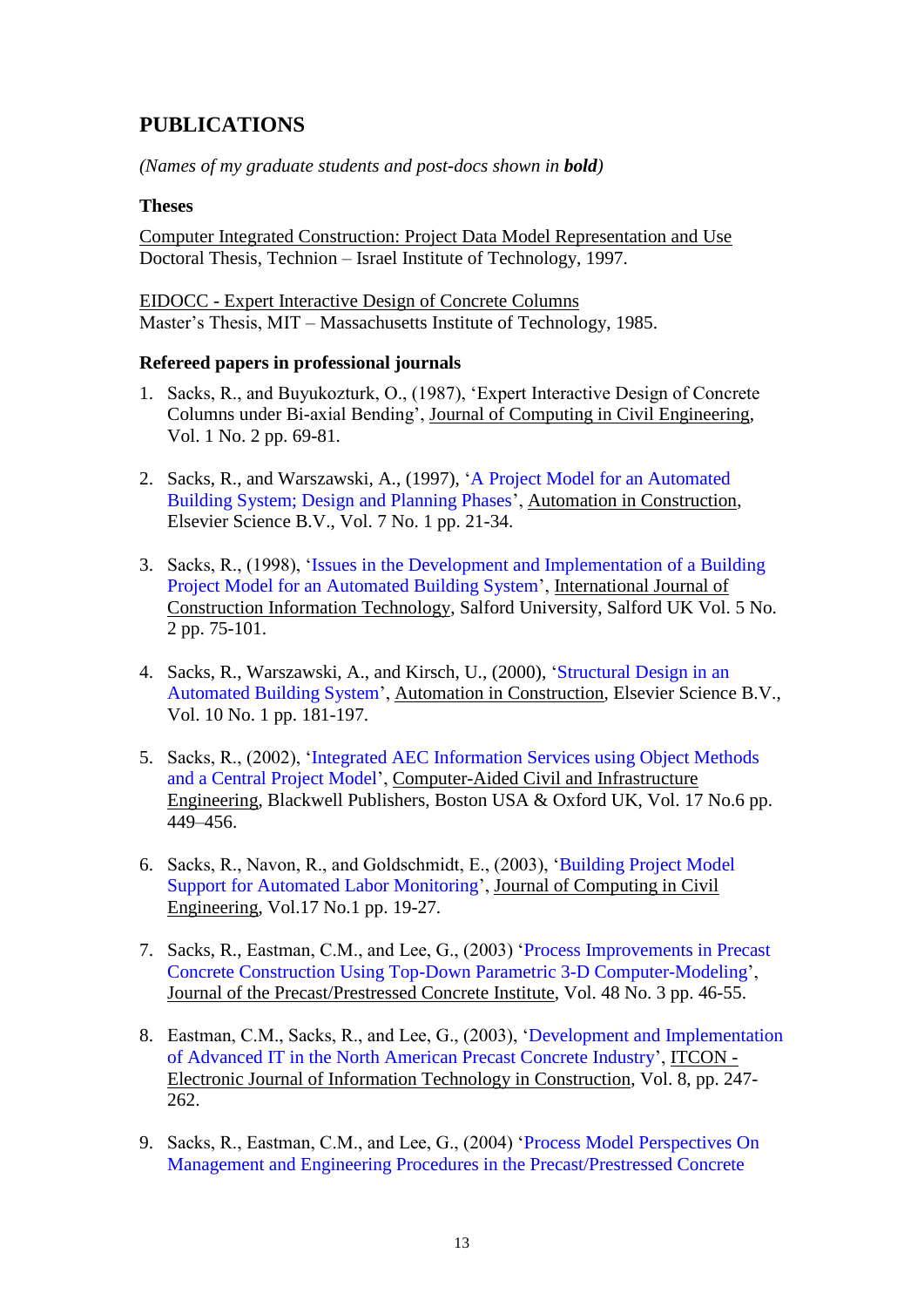## PUBLICATIONS

*(Names of my graduate students and post-docs shown in **bold**)*

### Theses

Computer Integrated Construction: Project Data Model Representation and Use
Doctoral Thesis, Technion – Israel Institute of Technology, 1997.

EIDOCC - Expert Interactive Design of Concrete Columns
Master's Thesis, MIT – Massachusetts Institute of Technology, 1985.

### Refereed papers in professional journals

1. Sacks, R., and Buyukozturk, O., (1987), 'Expert Interactive Design of Concrete Columns under Bi-axial Bending', Journal of Computing in Civil Engineering, Vol. 1 No. 2 pp. 69-81.

2. Sacks, R., and Warszawski, A., (1997), 'A Project Model for an Automated Building System; Design and Planning Phases', Automation in Construction, Elsevier Science B.V., Vol. 7 No. 1 pp. 21-34.

3. Sacks, R., (1998), 'Issues in the Development and Implementation of a Building Project Model for an Automated Building System', International Journal of Construction Information Technology, Salford University, Salford UK Vol. 5 No. 2 pp. 75-101.

4. Sacks, R., Warszawski, A., and Kirsch, U., (2000), 'Structural Design in an Automated Building System', Automation in Construction, Elsevier Science B.V., Vol. 10 No. 1 pp. 181-197.

5. Sacks, R., (2002), 'Integrated AEC Information Services using Object Methods and a Central Project Model', Computer-Aided Civil and Infrastructure Engineering, Blackwell Publishers, Boston USA & Oxford UK, Vol. 17 No.6 pp. 449–456.

6. Sacks, R., Navon, R., and Goldschmidt, E., (2003), 'Building Project Model Support for Automated Labor Monitoring', Journal of Computing in Civil Engineering, Vol.17 No.1 pp. 19-27.

7. Sacks, R., Eastman, C.M., and Lee, G., (2003) 'Process Improvements in Precast Concrete Construction Using Top-Down Parametric 3-D Computer-Modeling', Journal of the Precast/Prestressed Concrete Institute, Vol. 48 No. 3 pp. 46-55.

8. Eastman, C.M., Sacks, R., and Lee, G., (2003), 'Development and Implementation of Advanced IT in the North American Precast Concrete Industry', ITCON - Electronic Journal of Information Technology in Construction, Vol. 8, pp. 247-262.

9. Sacks, R., Eastman, C.M., and Lee, G., (2004) 'Process Model Perspectives On Management and Engineering Procedures in the Precast/Prestressed Concrete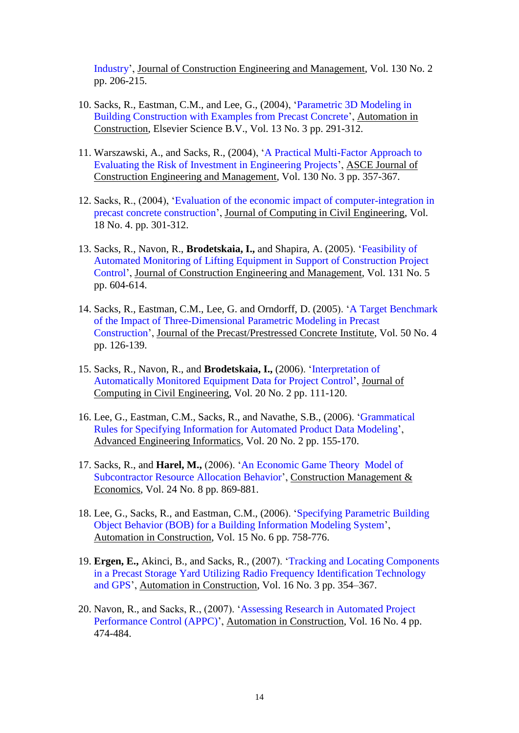Industry', Journal of Construction Engineering and Management, Vol. 130 No. 2 pp. 206-215.

10. Sacks, R., Eastman, C.M., and Lee, G., (2004), 'Parametric 3D Modeling in Building Construction with Examples from Precast Concrete', Automation in Construction, Elsevier Science B.V., Vol. 13 No. 3 pp. 291-312.

11. Warszawski, A., and Sacks, R., (2004), 'A Practical Multi-Factor Approach to Evaluating the Risk of Investment in Engineering Projects', ASCE Journal of Construction Engineering and Management, Vol. 130 No. 3 pp. 357-367.

12. Sacks, R., (2004), 'Evaluation of the economic impact of computer-integration in precast concrete construction', Journal of Computing in Civil Engineering, Vol. 18 No. 4. pp. 301-312.

13. Sacks, R., Navon, R., **Brodetskaia, I.,** and Shapira, A. (2005). 'Feasibility of Automated Monitoring of Lifting Equipment in Support of Construction Project Control', Journal of Construction Engineering and Management, Vol. 131 No. 5 pp. 604-614.

14. Sacks, R., Eastman, C.M., Lee, G. and Orndorff, D. (2005). 'A Target Benchmark of the Impact of Three-Dimensional Parametric Modeling in Precast Construction', Journal of the Precast/Prestressed Concrete Institute, Vol. 50 No. 4 pp. 126-139.

15. Sacks, R., Navon, R., and **Brodetskaia, I.,** (2006). 'Interpretation of Automatically Monitored Equipment Data for Project Control', Journal of Computing in Civil Engineering, Vol. 20 No. 2 pp. 111-120.

16. Lee, G., Eastman, C.M., Sacks, R., and Navathe, S.B., (2006). 'Grammatical Rules for Specifying Information for Automated Product Data Modeling', Advanced Engineering Informatics, Vol. 20 No. 2 pp. 155-170.

17. Sacks, R., and **Harel, M.,** (2006). 'An Economic Game Theory Model of Subcontractor Resource Allocation Behavior', Construction Management & Economics, Vol. 24 No. 8 pp. 869-881.

18. Lee, G., Sacks, R., and Eastman, C.M., (2006). 'Specifying Parametric Building Object Behavior (BOB) for a Building Information Modeling System', Automation in Construction, Vol. 15 No. 6 pp. 758-776.

19. **Ergen, E.,** Akinci, B., and Sacks, R., (2007). 'Tracking and Locating Components in a Precast Storage Yard Utilizing Radio Frequency Identification Technology and GPS', Automation in Construction, Vol. 16 No. 3 pp. 354–367.

20. Navon, R., and Sacks, R., (2007). 'Assessing Research in Automated Project Performance Control (APPC)', Automation in Construction, Vol. 16 No. 4 pp. 474-484.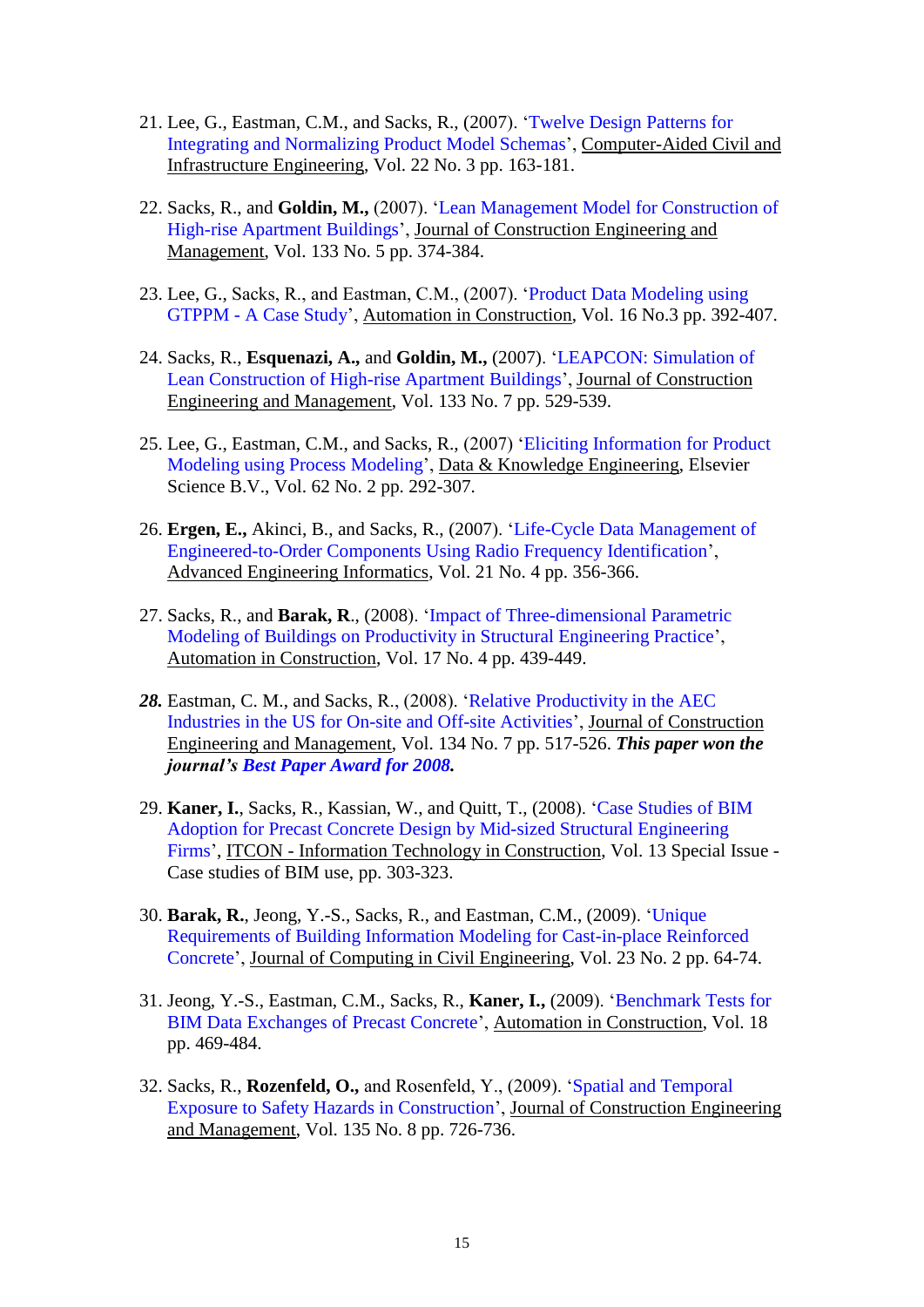21. Lee, G., Eastman, C.M., and Sacks, R., (2007). 'Twelve Design Patterns for Integrating and Normalizing Product Model Schemas', Computer-Aided Civil and Infrastructure Engineering, Vol. 22 No. 3 pp. 163-181.

22. Sacks, R., and **Goldin, M.,** (2007). 'Lean Management Model for Construction of High-rise Apartment Buildings', Journal of Construction Engineering and Management, Vol. 133 No. 5 pp. 374-384.

23. Lee, G., Sacks, R., and Eastman, C.M., (2007). 'Product Data Modeling using GTPPM - A Case Study', Automation in Construction, Vol. 16 No.3 pp. 392-407.

24. Sacks, R., **Esquenazi, A.,** and **Goldin, M.,** (2007). 'LEAPCON: Simulation of Lean Construction of High-rise Apartment Buildings', Journal of Construction Engineering and Management, Vol. 133 No. 7 pp. 529-539.

25. Lee, G., Eastman, C.M., and Sacks, R., (2007) 'Eliciting Information for Product Modeling using Process Modeling', Data & Knowledge Engineering, Elsevier Science B.V., Vol. 62 No. 2 pp. 292-307.

26. **Ergen, E.,** Akinci, B., and Sacks, R., (2007). 'Life-Cycle Data Management of Engineered-to-Order Components Using Radio Frequency Identification', Advanced Engineering Informatics, Vol. 21 No. 4 pp. 356-366.

27. Sacks, R., and **Barak, R**., (2008). 'Impact of Three-dimensional Parametric Modeling of Buildings on Productivity in Structural Engineering Practice', Automation in Construction, Vol. 17 No. 4 pp. 439-449.

***28.*** Eastman, C. M., and Sacks, R., (2008). 'Relative Productivity in the AEC Industries in the US for On-site and Off-site Activities', Journal of Construction Engineering and Management, Vol. 134 No. 7 pp. 517-526. ***This paper won the journal's Best Paper Award for 2008.***

29. **Kaner, I.**, Sacks, R., Kassian, W., and Quitt, T., (2008). 'Case Studies of BIM Adoption for Precast Concrete Design by Mid-sized Structural Engineering Firms', ITCON - Information Technology in Construction, Vol. 13 Special Issue - Case studies of BIM use, pp. 303-323.

30. **Barak, R.**, Jeong, Y.-S., Sacks, R., and Eastman, C.M., (2009). 'Unique Requirements of Building Information Modeling for Cast-in-place Reinforced Concrete', Journal of Computing in Civil Engineering, Vol. 23 No. 2 pp. 64-74.

31. Jeong, Y.-S., Eastman, C.M., Sacks, R., **Kaner, I.,** (2009). 'Benchmark Tests for BIM Data Exchanges of Precast Concrete', Automation in Construction, Vol. 18 pp. 469-484.

32. Sacks, R., **Rozenfeld, O.,** and Rosenfeld, Y., (2009). 'Spatial and Temporal Exposure to Safety Hazards in Construction', Journal of Construction Engineering and Management, Vol. 135 No. 8 pp. 726-736.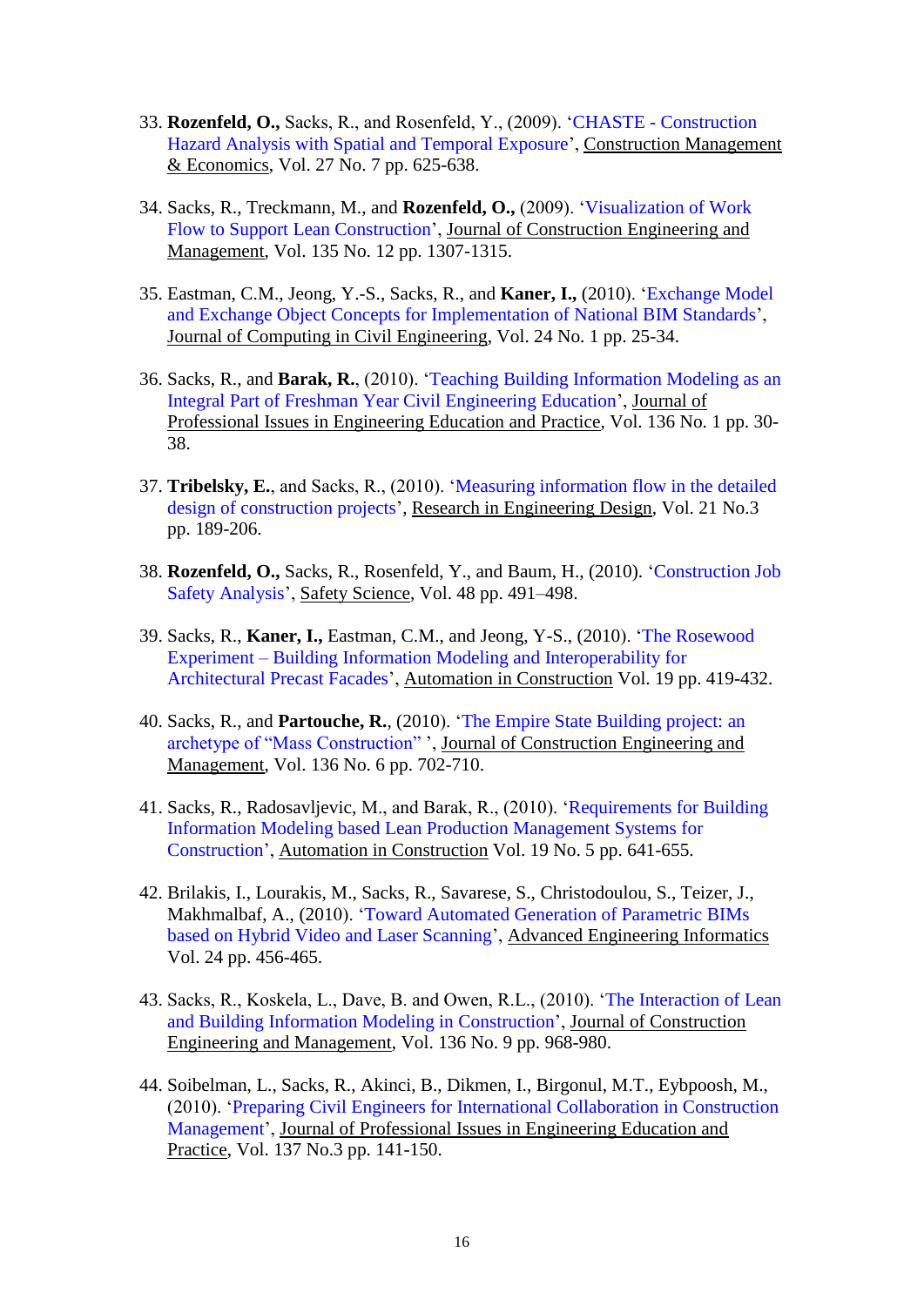33. **Rozenfeld, O.,** Sacks, R., and Rosenfeld, Y., (2009). 'CHASTE - Construction Hazard Analysis with Spatial and Temporal Exposure', Construction Management & Economics, Vol. 27 No. 7 pp. 625-638.

34. Sacks, R., Treckmann, M., and **Rozenfeld, O.,** (2009). 'Visualization of Work Flow to Support Lean Construction', Journal of Construction Engineering and Management, Vol. 135 No. 12 pp. 1307-1315.

35. Eastman, C.M., Jeong, Y.-S., Sacks, R., and **Kaner, I.,** (2010). 'Exchange Model and Exchange Object Concepts for Implementation of National BIM Standards', Journal of Computing in Civil Engineering, Vol. 24 No. 1 pp. 25-34.

36. Sacks, R., and **Barak, R.**, (2010). 'Teaching Building Information Modeling as an Integral Part of Freshman Year Civil Engineering Education', Journal of Professional Issues in Engineering Education and Practice, Vol. 136 No. 1 pp. 30-38.

37. **Tribelsky, E.**, and Sacks, R., (2010). 'Measuring information flow in the detailed design of construction projects', Research in Engineering Design, Vol. 21 No.3 pp. 189-206.

38. **Rozenfeld, O.,** Sacks, R., Rosenfeld, Y., and Baum, H., (2010). 'Construction Job Safety Analysis', Safety Science, Vol. 48 pp. 491–498.

39. Sacks, R., **Kaner, I.,** Eastman, C.M., and Jeong, Y-S., (2010). 'The Rosewood Experiment – Building Information Modeling and Interoperability for Architectural Precast Facades', Automation in Construction Vol. 19 pp. 419-432.

40. Sacks, R., and **Partouche, R.**, (2010). 'The Empire State Building project: an archetype of "Mass Construction" ', Journal of Construction Engineering and Management, Vol. 136 No. 6 pp. 702-710.

41. Sacks, R., Radosavljevic, M., and Barak, R., (2010). 'Requirements for Building Information Modeling based Lean Production Management Systems for Construction', Automation in Construction Vol. 19 No. 5 pp. 641-655.

42. Brilakis, I., Lourakis, M., Sacks, R., Savarese, S., Christodoulou, S., Teizer, J., Makhmalbaf, A., (2010). 'Toward Automated Generation of Parametric BIMs based on Hybrid Video and Laser Scanning', Advanced Engineering Informatics Vol. 24 pp. 456-465.

43. Sacks, R., Koskela, L., Dave, B. and Owen, R.L., (2010). 'The Interaction of Lean and Building Information Modeling in Construction', Journal of Construction Engineering and Management, Vol. 136 No. 9 pp. 968-980.

44. Soibelman, L., Sacks, R., Akinci, B., Dikmen, I., Birgonul, M.T., Eybpoosh, M., (2010). 'Preparing Civil Engineers for International Collaboration in Construction Management', Journal of Professional Issues in Engineering Education and Practice, Vol. 137 No.3 pp. 141-150.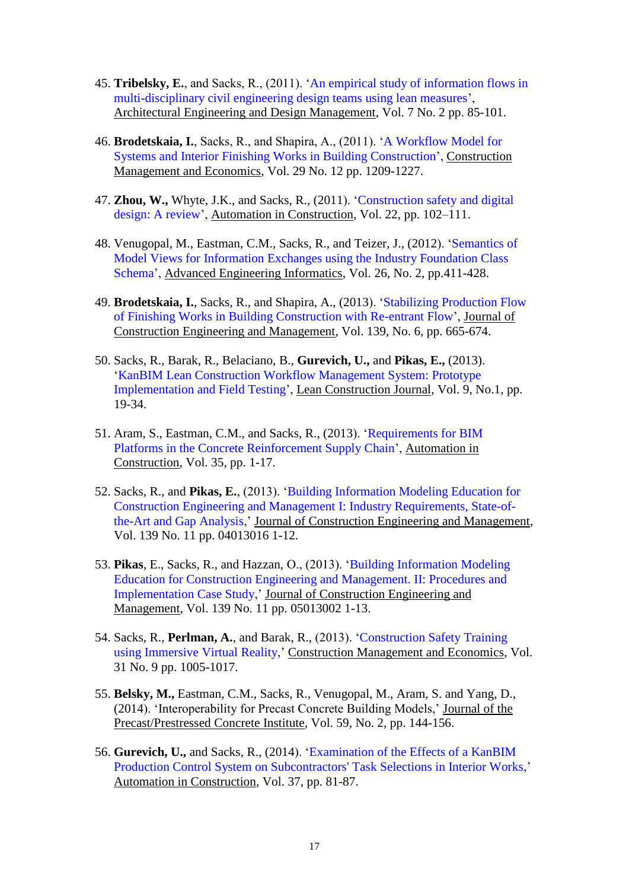45. **Tribelsky, E.**, and Sacks, R., (2011). 'An empirical study of information flows in multi-disciplinary civil engineering design teams using lean measures', Architectural Engineering and Design Management, Vol. 7 No. 2 pp. 85-101.

46. **Brodetskaia, I.**, Sacks, R., and Shapira, A., (2011). 'A Workflow Model for Systems and Interior Finishing Works in Building Construction', Construction Management and Economics, Vol. 29 No. 12 pp. 1209-1227.

47. **Zhou, W.,** Whyte, J.K., and Sacks, R., (2011). 'Construction safety and digital design: A review', Automation in Construction, Vol. 22, pp. 102–111.

48. Venugopal, M., Eastman, C.M., Sacks, R., and Teizer, J., (2012). 'Semantics of Model Views for Information Exchanges using the Industry Foundation Class Schema', Advanced Engineering Informatics, Vol. 26, No. 2, pp.411-428.

49. **Brodetskaia, I.**, Sacks, R., and Shapira, A., (2013). 'Stabilizing Production Flow of Finishing Works in Building Construction with Re-entrant Flow', Journal of Construction Engineering and Management, Vol. 139, No. 6, pp. 665-674.

50. Sacks, R., Barak, R., Belaciano, B., **Gurevich, U.,** and **Pikas, E.,** (2013). 'KanBIM Lean Construction Workflow Management System: Prototype Implementation and Field Testing', Lean Construction Journal, Vol. 9, No.1, pp. 19-34.

51. Aram, S., Eastman, C.M., and Sacks, R., (2013). 'Requirements for BIM Platforms in the Concrete Reinforcement Supply Chain', Automation in Construction, Vol. 35, pp. 1-17.

52. Sacks, R., and **Pikas, E.**, (2013). 'Building Information Modeling Education for Construction Engineering and Management I: Industry Requirements, State-of-the-Art and Gap Analysis,' Journal of Construction Engineering and Management, Vol. 139 No. 11 pp. 04013016 1-12.

53. **Pikas**, E., Sacks, R., and Hazzan, O., (2013). 'Building Information Modeling Education for Construction Engineering and Management. II: Procedures and Implementation Case Study,' Journal of Construction Engineering and Management, Vol. 139 No. 11 pp. 05013002 1-13.

54. Sacks, R., **Perlman, A.**, and Barak, R., (2013). 'Construction Safety Training using Immersive Virtual Reality,' Construction Management and Economics, Vol. 31 No. 9 pp. 1005-1017.

55. **Belsky, M.,** Eastman, C.M., Sacks, R., Venugopal, M., Aram, S. and Yang, D., (2014). 'Interoperability for Precast Concrete Building Models,' Journal of the Precast/Prestressed Concrete Institute, Vol. 59, No. 2, pp. 144-156.

56. **Gurevich, U.,** and Sacks, R., (2014). 'Examination of the Effects of a KanBIM Production Control System on Subcontractors' Task Selections in Interior Works,' Automation in Construction, Vol. 37, pp. 81-87.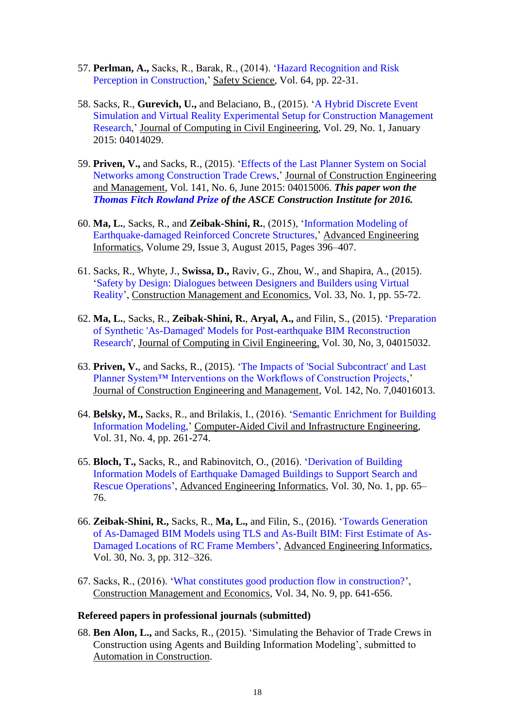57. **Perlman, A.,** Sacks, R., Barak, R., (2014). 'Hazard Recognition and Risk Perception in Construction,' Safety Science, Vol. 64, pp. 22-31.

58. Sacks, R., **Gurevich, U.,** and Belaciano, B., (2015). 'A Hybrid Discrete Event Simulation and Virtual Reality Experimental Setup for Construction Management Research,' Journal of Computing in Civil Engineering, Vol. 29, No. 1, January 2015: 04014029.

59. **Priven, V.,** and Sacks, R., (2015). 'Effects of the Last Planner System on Social Networks among Construction Trade Crews,' Journal of Construction Engineering and Management, Vol. 141, No. 6, June 2015: 04015006. ***This paper won the Thomas Fitch Rowland Prize of the ASCE Construction Institute for 2016.***

60. **Ma, L.**, Sacks, R., and **Zeibak-Shini, R.**, (2015), 'Information Modeling of Earthquake-damaged Reinforced Concrete Structures,' Advanced Engineering Informatics, Volume 29, Issue 3, August 2015, Pages 396–407.

61. Sacks, R., Whyte, J., **Swissa, D.,** Raviv, G., Zhou, W., and Shapira, A., (2015). 'Safety by Design: Dialogues between Designers and Builders using Virtual Reality', Construction Management and Economics, Vol. 33, No. 1, pp. 55-72.

62. **Ma, L.**, Sacks, R., **Zeibak-Shini, R.**, **Aryal, A.,** and Filin, S., (2015). 'Preparation of Synthetic 'As-Damaged' Models for Post-earthquake BIM Reconstruction Research', Journal of Computing in Civil Engineering, Vol. 30, No, 3, 04015032.

63. **Priven, V.**, and Sacks, R., (2015). 'The Impacts of 'Social Subcontract' and Last Planner System™ Interventions on the Workflows of Construction Projects,' Journal of Construction Engineering and Management, Vol. 142, No. 7,04016013.

64. **Belsky, M.,** Sacks, R., and Brilakis, I., (2016). 'Semantic Enrichment for Building Information Modeling,' Computer-Aided Civil and Infrastructure Engineering, Vol. 31, No. 4, pp. 261-274.

65. **Bloch, T.,** Sacks, R., and Rabinovitch, O., (2016). 'Derivation of Building Information Models of Earthquake Damaged Buildings to Support Search and Rescue Operations', Advanced Engineering Informatics, Vol. 30, No. 1, pp. 65–76.

66. **Zeibak-Shini, R.,** Sacks, R., **Ma, L.,** and Filin, S., (2016). 'Towards Generation of As-Damaged BIM Models using TLS and As-Built BIM: First Estimate of As-Damaged Locations of RC Frame Members', Advanced Engineering Informatics, Vol. 30, No. 3, pp. 312–326.

67. Sacks, R., (2016). 'What constitutes good production flow in construction?', Construction Management and Economics, Vol. 34, No. 9, pp. 641-656.

**Refereed papers in professional journals (submitted)**

68. **Ben Alon, L.,** and Sacks, R., (2015). 'Simulating the Behavior of Trade Crews in Construction using Agents and Building Information Modeling', submitted to Automation in Construction.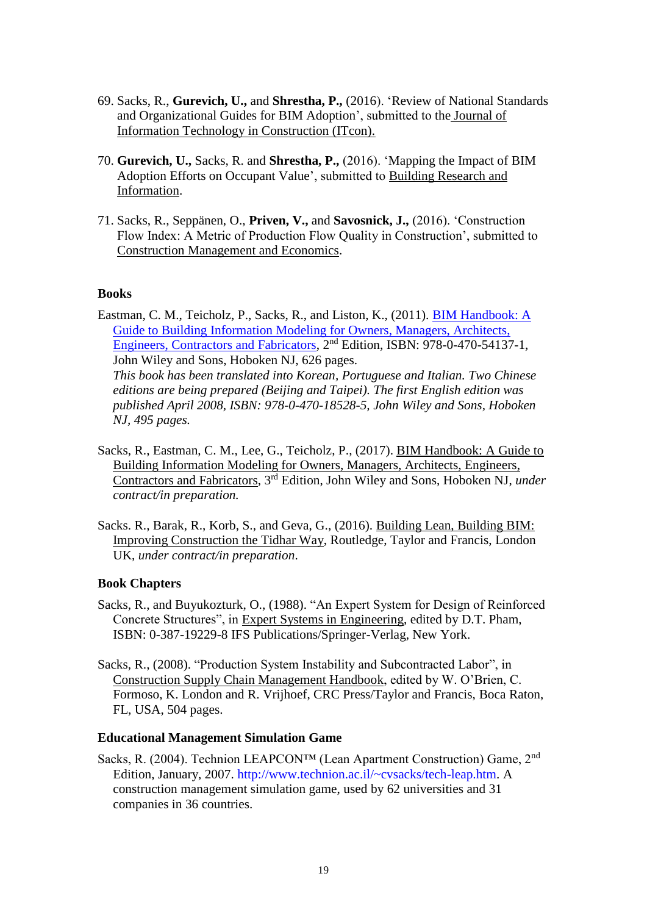69. Sacks, R., **Gurevich, U.,** and **Shrestha, P.,** (2016). 'Review of National Standards and Organizational Guides for BIM Adoption', submitted to the Journal of Information Technology in Construction (ITcon).

70. **Gurevich, U.,** Sacks, R. and **Shrestha, P.,** (2016). 'Mapping the Impact of BIM Adoption Efforts on Occupant Value', submitted to Building Research and Information.

71. Sacks, R., Seppänen, O., **Priven, V.,** and **Savosnick, J.,** (2016). 'Construction Flow Index: A Metric of Production Flow Quality in Construction', submitted to Construction Management and Economics.

**Books**

Eastman, C. M., Teicholz, P., Sacks, R., and Liston, K., (2011). BIM Handbook: A Guide to Building Information Modeling for Owners, Managers, Architects, Engineers, Contractors and Fabricators, 2nd Edition, ISBN: 978-0-470-54137-1, John Wiley and Sons, Hoboken NJ, 626 pages.
*This book has been translated into Korean, Portuguese and Italian. Two Chinese editions are being prepared (Beijing and Taipei). The first English edition was published April 2008, ISBN: 978-0-470-18528-5, John Wiley and Sons, Hoboken NJ, 495 pages.*

Sacks, R., Eastman, C. M., Lee, G., Teicholz, P., (2017). BIM Handbook: A Guide to Building Information Modeling for Owners, Managers, Architects, Engineers, Contractors and Fabricators, 3rd Edition, John Wiley and Sons, Hoboken NJ, *under contract/in preparation.*

Sacks. R., Barak, R., Korb, S., and Geva, G., (2016). Building Lean, Building BIM: Improving Construction the Tidhar Way, Routledge, Taylor and Francis, London UK, *under contract/in preparation*.

**Book Chapters**

Sacks, R., and Buyukozturk, O., (1988). "An Expert System for Design of Reinforced Concrete Structures", in Expert Systems in Engineering, edited by D.T. Pham, ISBN: 0-387-19229-8 IFS Publications/Springer-Verlag, New York.

Sacks, R., (2008). "Production System Instability and Subcontracted Labor", in Construction Supply Chain Management Handbook, edited by W. O'Brien, C. Formoso, K. London and R. Vrijhoef, CRC Press/Taylor and Francis, Boca Raton, FL, USA, 504 pages.

**Educational Management Simulation Game**

Sacks, R. (2004). Technion LEAPCON™ (Lean Apartment Construction) Game, 2nd Edition, January, 2007. http://www.technion.ac.il/~cvsacks/tech-leap.htm. A construction management simulation game, used by 62 universities and 31 companies in 36 countries.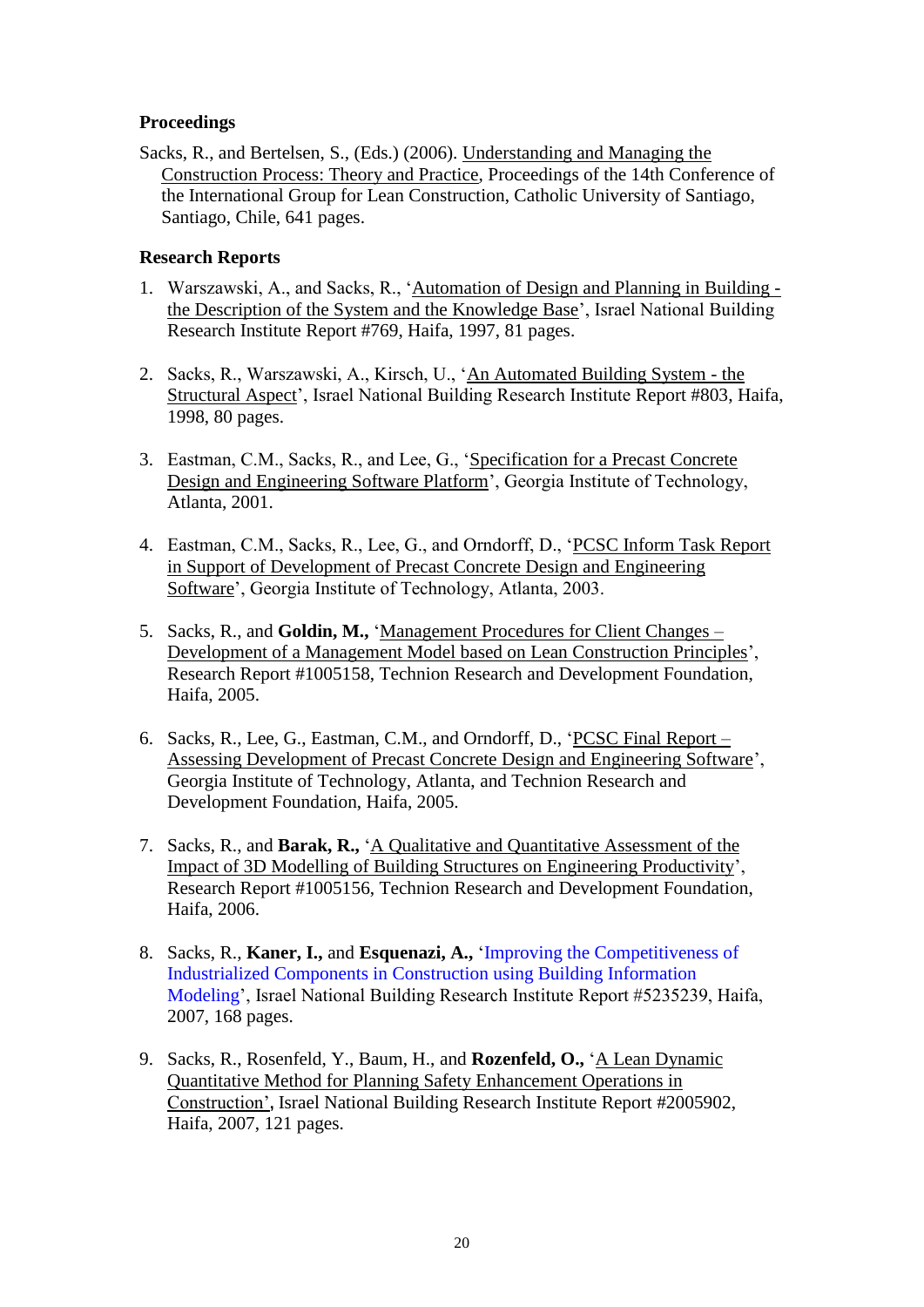**Proceedings**

Sacks, R., and Bertelsen, S., (Eds.) (2006). Understanding and Managing the Construction Process: Theory and Practice, Proceedings of the 14th Conference of the International Group for Lean Construction, Catholic University of Santiago, Santiago, Chile, 641 pages.

**Research Reports**

1. Warszawski, A., and Sacks, R., 'Automation of Design and Planning in Building - the Description of the System and the Knowledge Base', Israel National Building Research Institute Report #769, Haifa, 1997, 81 pages.

2. Sacks, R., Warszawski, A., Kirsch, U., 'An Automated Building System - the Structural Aspect', Israel National Building Research Institute Report #803, Haifa, 1998, 80 pages.

3. Eastman, C.M., Sacks, R., and Lee, G., 'Specification for a Precast Concrete Design and Engineering Software Platform', Georgia Institute of Technology, Atlanta, 2001.

4. Eastman, C.M., Sacks, R., Lee, G., and Orndorff, D., 'PCSC Inform Task Report in Support of Development of Precast Concrete Design and Engineering Software', Georgia Institute of Technology, Atlanta, 2003.

5. Sacks, R., and **Goldin, M.,** 'Management Procedures for Client Changes – Development of a Management Model based on Lean Construction Principles', Research Report #1005158, Technion Research and Development Foundation, Haifa, 2005.

6. Sacks, R., Lee, G., Eastman, C.M., and Orndorff, D., 'PCSC Final Report – Assessing Development of Precast Concrete Design and Engineering Software', Georgia Institute of Technology, Atlanta, and Technion Research and Development Foundation, Haifa, 2005.

7. Sacks, R., and **Barak, R.,** 'A Qualitative and Quantitative Assessment of the Impact of 3D Modelling of Building Structures on Engineering Productivity', Research Report #1005156, Technion Research and Development Foundation, Haifa, 2006.

8. Sacks, R., **Kaner, I.,** and **Esquenazi, A.,** 'Improving the Competitiveness of Industrialized Components in Construction using Building Information Modeling', Israel National Building Research Institute Report #5235239, Haifa, 2007, 168 pages.

9. Sacks, R., Rosenfeld, Y., Baum, H., and **Rozenfeld, O.,** 'A Lean Dynamic Quantitative Method for Planning Safety Enhancement Operations in Construction', Israel National Building Research Institute Report #2005902, Haifa, 2007, 121 pages.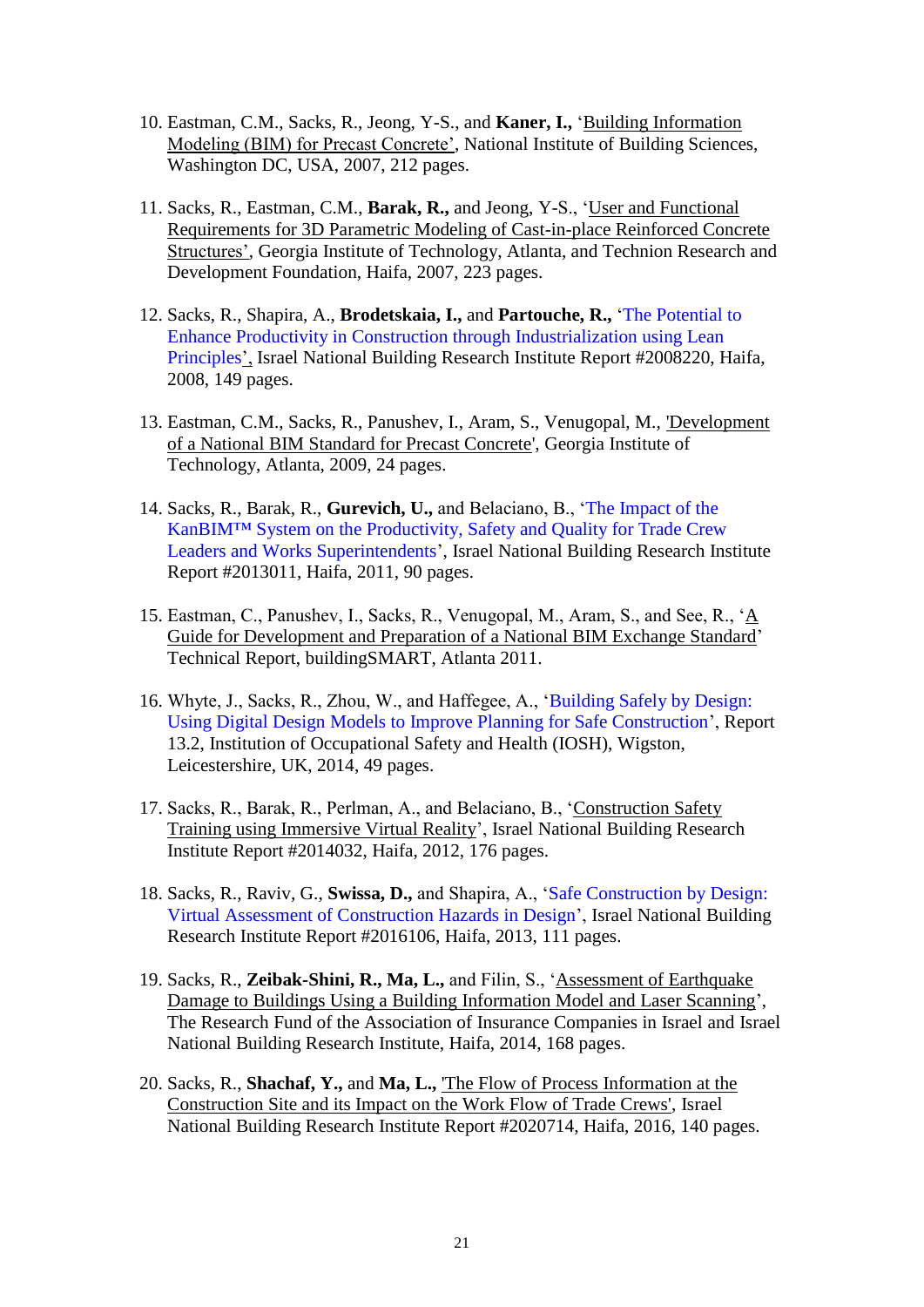10. Eastman, C.M., Sacks, R., Jeong, Y-S., and **Kaner, I.,** 'Building Information Modeling (BIM) for Precast Concrete', National Institute of Building Sciences, Washington DC, USA, 2007, 212 pages.

11. Sacks, R., Eastman, C.M., **Barak, R.,** and Jeong, Y-S., 'User and Functional Requirements for 3D Parametric Modeling of Cast-in-place Reinforced Concrete Structures', Georgia Institute of Technology, Atlanta, and Technion Research and Development Foundation, Haifa, 2007, 223 pages.

12. Sacks, R., Shapira, A., **Brodetskaia, I.,** and **Partouche, R.,** 'The Potential to Enhance Productivity in Construction through Industrialization using Lean Principles', Israel National Building Research Institute Report #2008220, Haifa, 2008, 149 pages.

13. Eastman, C.M., Sacks, R., Panushev, I., Aram, S., Venugopal, M., 'Development of a National BIM Standard for Precast Concrete', Georgia Institute of Technology, Atlanta, 2009, 24 pages.

14. Sacks, R., Barak, R., **Gurevich, U.,** and Belaciano, B., 'The Impact of the KanBIM™ System on the Productivity, Safety and Quality for Trade Crew Leaders and Works Superintendents', Israel National Building Research Institute Report #2013011, Haifa, 2011, 90 pages.

15. Eastman, C., Panushev, I., Sacks, R., Venugopal, M., Aram, S., and See, R., 'A Guide for Development and Preparation of a National BIM Exchange Standard' Technical Report, buildingSMART, Atlanta 2011.

16. Whyte, J., Sacks, R., Zhou, W., and Haffegee, A., 'Building Safely by Design: Using Digital Design Models to Improve Planning for Safe Construction', Report 13.2, Institution of Occupational Safety and Health (IOSH), Wigston, Leicestershire, UK, 2014, 49 pages.

17. Sacks, R., Barak, R., Perlman, A., and Belaciano, B., 'Construction Safety Training using Immersive Virtual Reality', Israel National Building Research Institute Report #2014032, Haifa, 2012, 176 pages.

18. Sacks, R., Raviv, G., **Swissa, D.,** and Shapira, A., 'Safe Construction by Design: Virtual Assessment of Construction Hazards in Design', Israel National Building Research Institute Report #2016106, Haifa, 2013, 111 pages.

19. Sacks, R., **Zeibak-Shini, R., Ma, L.,** and Filin, S., 'Assessment of Earthquake Damage to Buildings Using a Building Information Model and Laser Scanning', The Research Fund of the Association of Insurance Companies in Israel and Israel National Building Research Institute, Haifa, 2014, 168 pages.

20. Sacks, R., **Shachaf, Y.,** and **Ma, L.,** 'The Flow of Process Information at the Construction Site and its Impact on the Work Flow of Trade Crews', Israel National Building Research Institute Report #2020714, Haifa, 2016, 140 pages.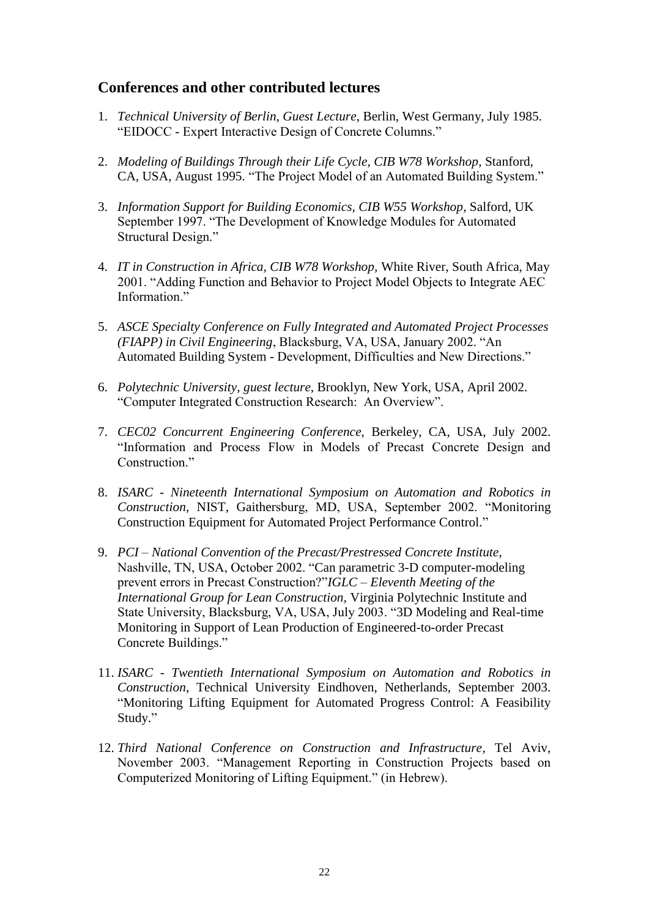## Conferences and other contributed lectures

1. *Technical University of Berlin, Guest Lecture*, Berlin, West Germany, July 1985. "EIDOCC - Expert Interactive Design of Concrete Columns."

2. *Modeling of Buildings Through their Life Cycle, CIB W78 Workshop*, Stanford, CA, USA, August 1995. "The Project Model of an Automated Building System."

3. *Information Support for Building Economics, CIB W55 Workshop*, Salford, UK September 1997. "The Development of Knowledge Modules for Automated Structural Design."

4. *IT in Construction in Africa, CIB W78 Workshop*, White River, South Africa, May 2001. "Adding Function and Behavior to Project Model Objects to Integrate AEC Information."

5. *ASCE Specialty Conference on Fully Integrated and Automated Project Processes (FIAPP) in Civil Engineering*, Blacksburg, VA, USA, January 2002. "An Automated Building System - Development, Difficulties and New Directions."

6. *Polytechnic University, guest lecture*, Brooklyn, New York, USA, April 2002. "Computer Integrated Construction Research: An Overview".

7. *CEC02 Concurrent Engineering Conference*, Berkeley, CA, USA, July 2002. "Information and Process Flow in Models of Precast Concrete Design and Construction."

8. *ISARC - Nineteenth International Symposium on Automation and Robotics in Construction*, NIST, Gaithersburg, MD, USA, September 2002. "Monitoring Construction Equipment for Automated Project Performance Control."

9. *PCI – National Convention of the Precast/Prestressed Concrete Institute*, Nashville, TN, USA, October 2002. "Can parametric 3-D computer-modeling prevent errors in Precast Construction?"*IGLC – Eleventh Meeting of the International Group for Lean Construction,* Virginia Polytechnic Institute and State University, Blacksburg, VA, USA, July 2003. "3D Modeling and Real-time Monitoring in Support of Lean Production of Engineered-to-order Precast Concrete Buildings."

11. *ISARC - Twentieth International Symposium on Automation and Robotics in Construction*, Technical University Eindhoven, Netherlands, September 2003. "Monitoring Lifting Equipment for Automated Progress Control: A Feasibility Study."

12. *Third National Conference on Construction and Infrastructure*, Tel Aviv, November 2003. "Management Reporting in Construction Projects based on Computerized Monitoring of Lifting Equipment." (in Hebrew).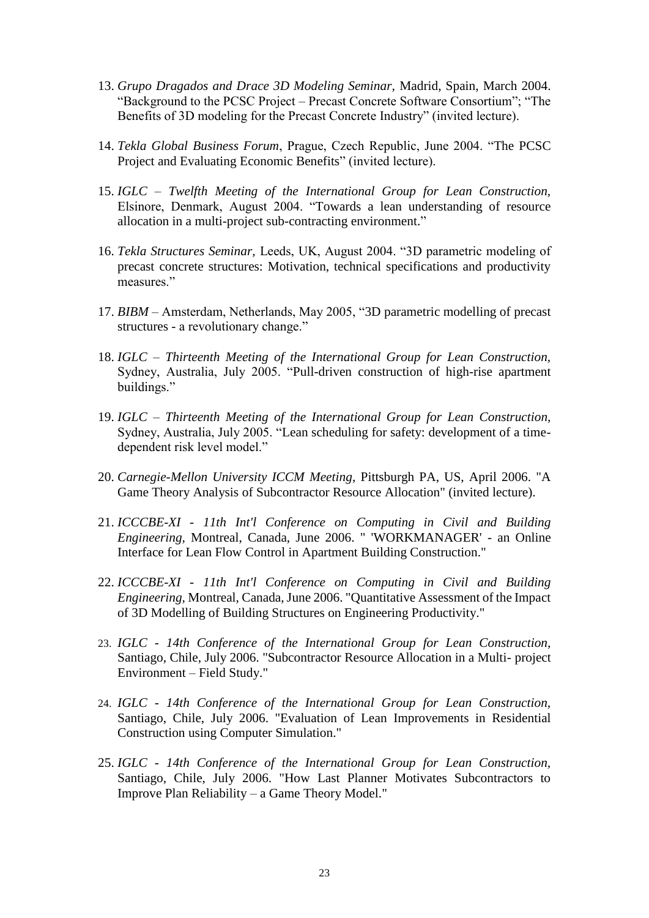13. *Grupo Dragados and Drace 3D Modeling Seminar,* Madrid, Spain, March 2004. "Background to the PCSC Project – Precast Concrete Software Consortium"; "The Benefits of 3D modeling for the Precast Concrete Industry" (invited lecture).

14. *Tekla Global Business Forum*, Prague, Czech Republic, June 2004. "The PCSC Project and Evaluating Economic Benefits" (invited lecture).

15. *IGLC – Twelfth Meeting of the International Group for Lean Construction,* Elsinore, Denmark, August 2004. "Towards a lean understanding of resource allocation in a multi-project sub-contracting environment."

16. *Tekla Structures Seminar,* Leeds, UK, August 2004. "3D parametric modeling of precast concrete structures: Motivation, technical specifications and productivity measures."

17. *BIBM* – Amsterdam, Netherlands, May 2005, "3D parametric modelling of precast structures - a revolutionary change."

18. *IGLC – Thirteenth Meeting of the International Group for Lean Construction,* Sydney, Australia, July 2005. "Pull-driven construction of high-rise apartment buildings."

19. *IGLC – Thirteenth Meeting of the International Group for Lean Construction,* Sydney, Australia, July 2005. "Lean scheduling for safety: development of a time-dependent risk level model."

20. *Carnegie-Mellon University ICCM Meeting*, Pittsburgh PA, US, April 2006. "A Game Theory Analysis of Subcontractor Resource Allocation" (invited lecture).

21. *ICCCBE-XI - 11th Int'l Conference on Computing in Civil and Building Engineering,* Montreal, Canada, June 2006. " 'WORKMANAGER' - an Online Interface for Lean Flow Control in Apartment Building Construction."

22. *ICCCBE-XI - 11th Int'l Conference on Computing in Civil and Building Engineering,* Montreal, Canada, June 2006. "Quantitative Assessment of the Impact of 3D Modelling of Building Structures on Engineering Productivity."

23. *IGLC - 14th Conference of the International Group for Lean Construction,* Santiago, Chile, July 2006. "Subcontractor Resource Allocation in a Multi- project Environment – Field Study."

24. *IGLC - 14th Conference of the International Group for Lean Construction,* Santiago, Chile, July 2006. "Evaluation of Lean Improvements in Residential Construction using Computer Simulation."

25. *IGLC - 14th Conference of the International Group for Lean Construction,* Santiago, Chile, July 2006. "How Last Planner Motivates Subcontractors to Improve Plan Reliability – a Game Theory Model."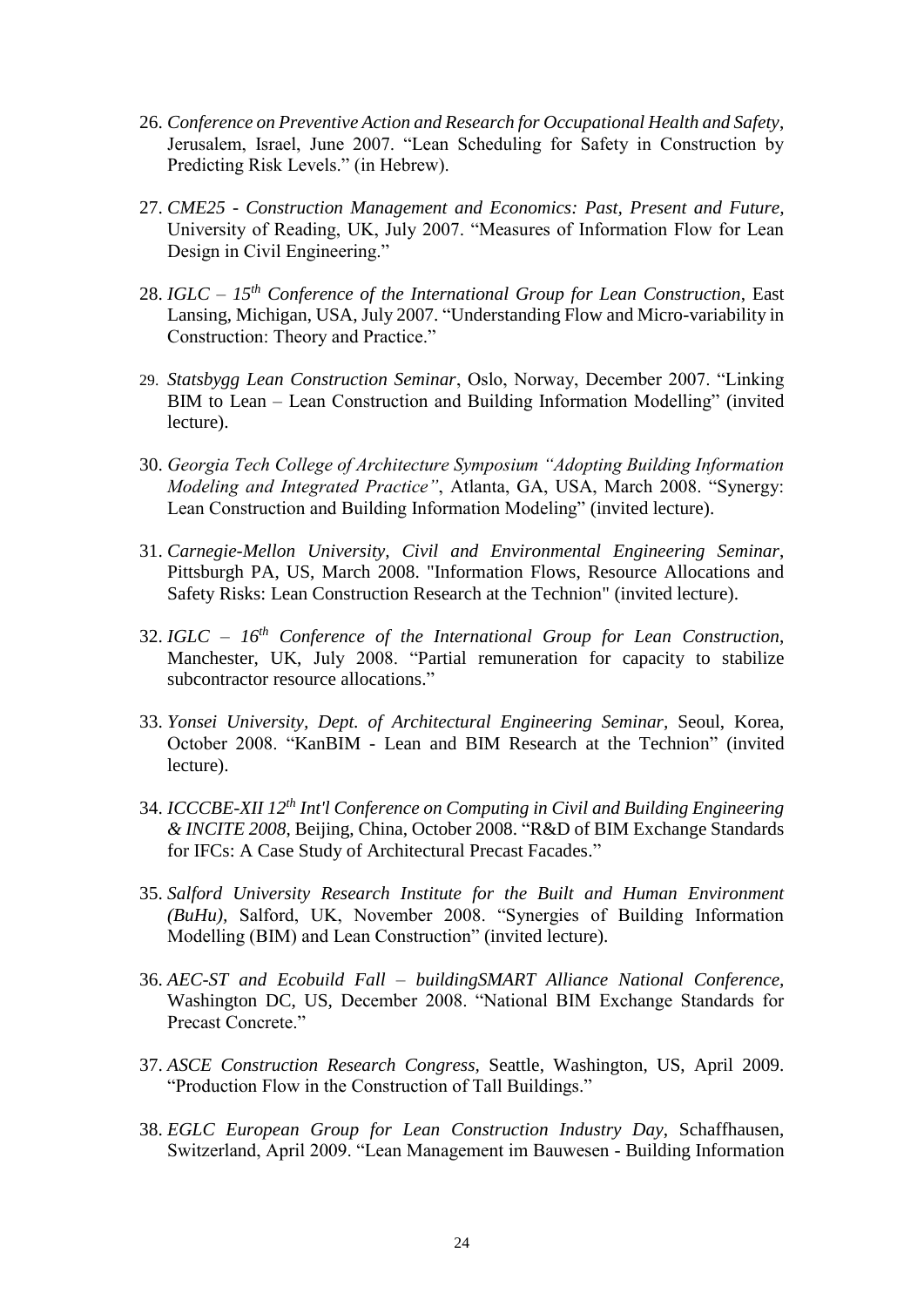26. *Conference on Preventive Action and Research for Occupational Health and Safety*, Jerusalem, Israel, June 2007. "Lean Scheduling for Safety in Construction by Predicting Risk Levels." (in Hebrew).

27. *CME25 - Construction Management and Economics: Past, Present and Future,* University of Reading, UK, July 2007. "Measures of Information Flow for Lean Design in Civil Engineering."

28. *IGLC – 15th Conference of the International Group for Lean Construction*, East Lansing, Michigan, USA, July 2007. "Understanding Flow and Micro-variability in Construction: Theory and Practice."

29. *Statsbygg Lean Construction Seminar*, Oslo, Norway, December 2007. "Linking BIM to Lean – Lean Construction and Building Information Modelling" (invited lecture).

30. *Georgia Tech College of Architecture Symposium "Adopting Building Information Modeling and Integrated Practice"*, Atlanta, GA, USA, March 2008. "Synergy: Lean Construction and Building Information Modeling" (invited lecture).

31. *Carnegie-Mellon University, Civil and Environmental Engineering Seminar*, Pittsburgh PA, US, March 2008. "Information Flows, Resource Allocations and Safety Risks: Lean Construction Research at the Technion" (invited lecture).

32. *IGLC – 16th Conference of the International Group for Lean Construction*, Manchester, UK, July 2008. "Partial remuneration for capacity to stabilize subcontractor resource allocations."

33. *Yonsei University, Dept. of Architectural Engineering Seminar*, Seoul, Korea, October 2008. "KanBIM - Lean and BIM Research at the Technion" (invited lecture).

34. *ICCCBE-XII 12th Int'l Conference on Computing in Civil and Building Engineering & INCITE 2008*, Beijing, China, October 2008. "R&D of BIM Exchange Standards for IFCs: A Case Study of Architectural Precast Facades."

35. *Salford University Research Institute for the Built and Human Environment (BuHu),* Salford, UK, November 2008. "Synergies of Building Information Modelling (BIM) and Lean Construction" (invited lecture).

36. *AEC-ST and Ecobuild Fall – buildingSMART Alliance National Conference,* Washington DC, US, December 2008. "National BIM Exchange Standards for Precast Concrete."

37. *ASCE Construction Research Congress*, Seattle, Washington, US, April 2009. "Production Flow in the Construction of Tall Buildings."

38. *EGLC European Group for Lean Construction Industry Day*, Schaffhausen, Switzerland, April 2009. "Lean Management im Bauwesen - Building Information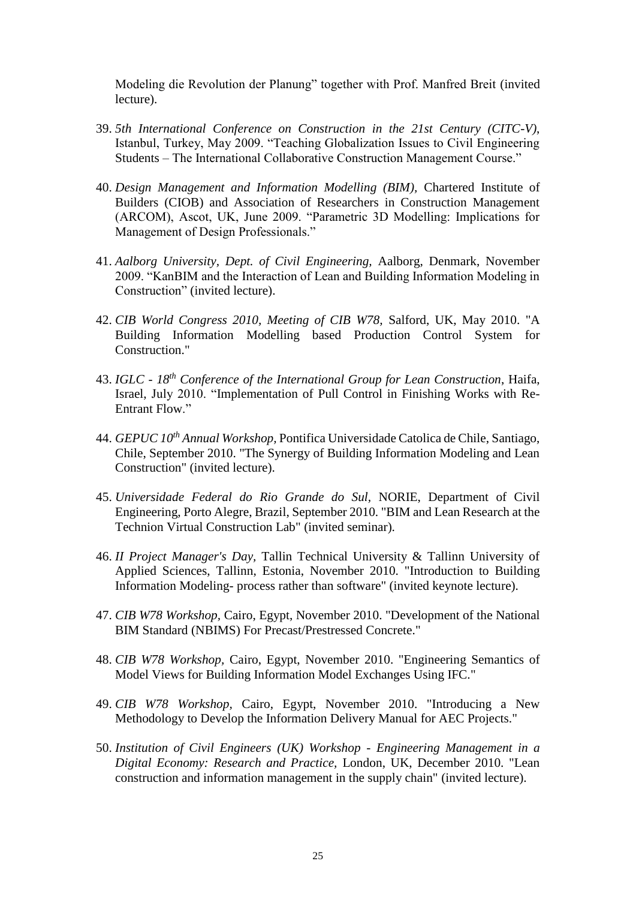Modeling die Revolution der Planung" together with Prof. Manfred Breit (invited lecture).

39. *5th International Conference on Construction in the 21st Century (CITC-V)*, Istanbul, Turkey, May 2009. "Teaching Globalization Issues to Civil Engineering Students – The International Collaborative Construction Management Course."

40. *Design Management and Information Modelling (BIM),* Chartered Institute of Builders (CIOB) and Association of Researchers in Construction Management (ARCOM), Ascot, UK, June 2009. "Parametric 3D Modelling: Implications for Management of Design Professionals."

41. *Aalborg University, Dept. of Civil Engineering,* Aalborg, Denmark, November 2009. "KanBIM and the Interaction of Lean and Building Information Modeling in Construction" (invited lecture).

42. *CIB World Congress 2010, Meeting of CIB W78,* Salford, UK, May 2010. "A Building Information Modelling based Production Control System for Construction."

43. *IGLC - 18th Conference of the International Group for Lean Construction*, Haifa, Israel, July 2010. "Implementation of Pull Control in Finishing Works with Re-Entrant Flow."

44. *GEPUC 10th Annual Workshop,* Pontifica Universidade Catolica de Chile, Santiago, Chile, September 2010. "The Synergy of Building Information Modeling and Lean Construction" (invited lecture).

45. *Universidade Federal do Rio Grande do Sul,* NORIE, Department of Civil Engineering, Porto Alegre, Brazil, September 2010. "BIM and Lean Research at the Technion Virtual Construction Lab" (invited seminar).

46. *II Project Manager's Day,* Tallin Technical University & Tallinn University of Applied Sciences, Tallinn, Estonia, November 2010. "Introduction to Building Information Modeling- process rather than software" (invited keynote lecture).

47. *CIB W78 Workshop,* Cairo, Egypt, November 2010. "Development of the National BIM Standard (NBIMS) For Precast/Prestressed Concrete."

48. *CIB W78 Workshop,* Cairo, Egypt, November 2010. "Engineering Semantics of Model Views for Building Information Model Exchanges Using IFC."

49. *CIB W78 Workshop,* Cairo, Egypt, November 2010. "Introducing a New Methodology to Develop the Information Delivery Manual for AEC Projects."

50. *Institution of Civil Engineers (UK) Workshop - Engineering Management in a Digital Economy: Research and Practice,* London, UK, December 2010. "Lean construction and information management in the supply chain" (invited lecture).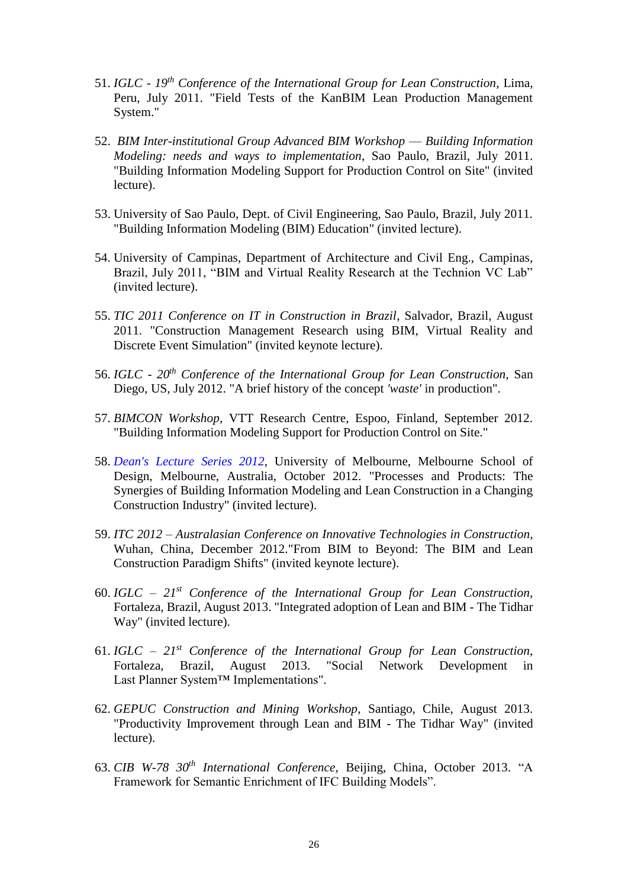51. *IGLC - 19th Conference of the International Group for Lean Construction*, Lima, Peru, July 2011. "Field Tests of the KanBIM Lean Production Management System."

52. *BIM Inter-institutional Group Advanced BIM Workshop — Building Information Modeling: needs and ways to implementation*, Sao Paulo, Brazil, July 2011. "Building Information Modeling Support for Production Control on Site" (invited lecture).

53. University of Sao Paulo, Dept. of Civil Engineering, Sao Paulo, Brazil, July 2011. "Building Information Modeling (BIM) Education" (invited lecture).

54. University of Campinas, Department of Architecture and Civil Eng., Campinas, Brazil, July 2011, "BIM and Virtual Reality Research at the Technion VC Lab" (invited lecture).

55. *TIC 2011 Conference on IT in Construction in Brazil*, Salvador, Brazil, August 2011. "Construction Management Research using BIM, Virtual Reality and Discrete Event Simulation" (invited keynote lecture).

56. *IGLC - 20th Conference of the International Group for Lean Construction,* San Diego, US, July 2012. "A brief history of the concept *'waste'* in production".

57. *BIMCON Workshop*, VTT Research Centre, Espoo, Finland, September 2012. "Building Information Modeling Support for Production Control on Site."

58. *Dean's Lecture Series 2012*, University of Melbourne, Melbourne School of Design, Melbourne, Australia, October 2012. "Processes and Products: The Synergies of Building Information Modeling and Lean Construction in a Changing Construction Industry" (invited lecture).

59. *ITC 2012 – Australasian Conference on Innovative Technologies in Construction*, Wuhan, China, December 2012."From BIM to Beyond: The BIM and Lean Construction Paradigm Shifts" (invited keynote lecture).

60. *IGLC – 21st Conference of the International Group for Lean Construction*, Fortaleza, Brazil, August 2013. "Integrated adoption of Lean and BIM - The Tidhar Way" (invited lecture).

61. *IGLC – 21st Conference of the International Group for Lean Construction*, Fortaleza, Brazil, August 2013. "Social Network Development in Last Planner System™ Implementations".

62. *GEPUC Construction and Mining Workshop*, Santiago, Chile, August 2013. "Productivity Improvement through Lean and BIM - The Tidhar Way" (invited lecture).

63. *CIB W-78 30th International Conference*, Beijing, China, October 2013. "A Framework for Semantic Enrichment of IFC Building Models".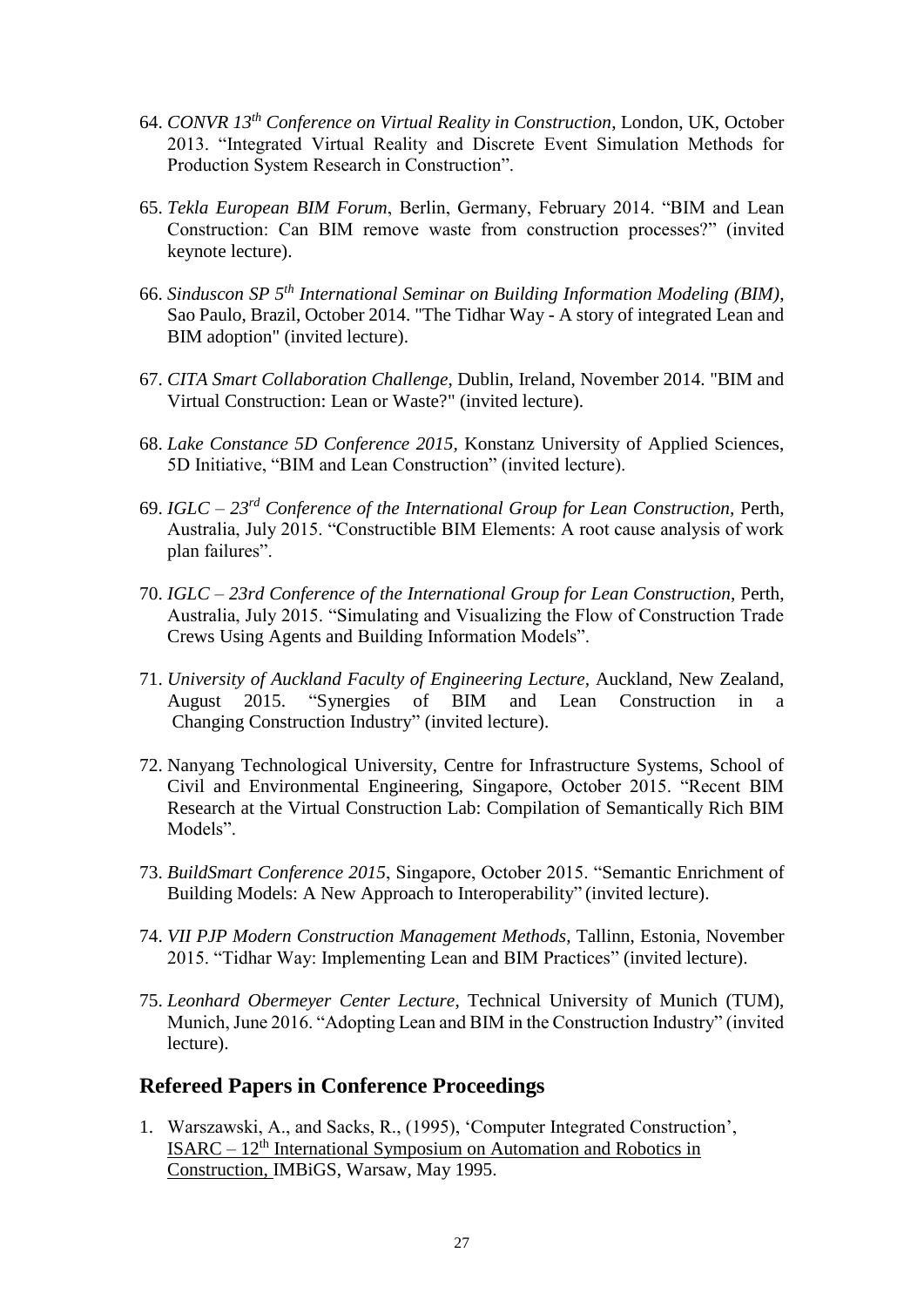64. *CONVR 13th Conference on Virtual Reality in Construction*, London, UK, October 2013. "Integrated Virtual Reality and Discrete Event Simulation Methods for Production System Research in Construction".

65. *Tekla European BIM Forum*, Berlin, Germany, February 2014. "BIM and Lean Construction: Can BIM remove waste from construction processes?" (invited keynote lecture).

66. *Sinduscon SP 5th International Seminar on Building Information Modeling (BIM)*, Sao Paulo, Brazil, October 2014. "The Tidhar Way - A story of integrated Lean and BIM adoption" (invited lecture).

67. *CITA Smart Collaboration Challenge*, Dublin, Ireland, November 2014. "BIM and Virtual Construction: Lean or Waste?" (invited lecture).

68. *Lake Constance 5D Conference 2015*, Konstanz University of Applied Sciences, 5D Initiative, "BIM and Lean Construction" (invited lecture).

69. *IGLC – 23rd Conference of the International Group for Lean Construction*, Perth, Australia, July 2015. "Constructible BIM Elements: A root cause analysis of work plan failures".

70. *IGLC – 23rd Conference of the International Group for Lean Construction*, Perth, Australia, July 2015. "Simulating and Visualizing the Flow of Construction Trade Crews Using Agents and Building Information Models".

71. *University of Auckland Faculty of Engineering Lecture*, Auckland, New Zealand, August 2015. "Synergies of BIM and Lean Construction in a Changing Construction Industry" (invited lecture).

72. Nanyang Technological University, Centre for Infrastructure Systems, School of Civil and Environmental Engineering, Singapore, October 2015. "Recent BIM Research at the Virtual Construction Lab: Compilation of Semantically Rich BIM Models".

73. *BuildSmart Conference 2015*, Singapore, October 2015. "Semantic Enrichment of Building Models: A New Approach to Interoperability" (invited lecture).

74. *VII PJP Modern Construction Management Methods*, Tallinn, Estonia, November 2015. "Tidhar Way: Implementing Lean and BIM Practices" (invited lecture).

75. *Leonhard Obermeyer Center Lecture*, Technical University of Munich (TUM), Munich, June 2016. "Adopting Lean and BIM in the Construction Industry" (invited lecture).

## Refereed Papers in Conference Proceedings

1. Warszawski, A., and Sacks, R., (1995), 'Computer Integrated Construction', ISARC – 12th International Symposium on Automation and Robotics in Construction, IMBiGS, Warsaw, May 1995.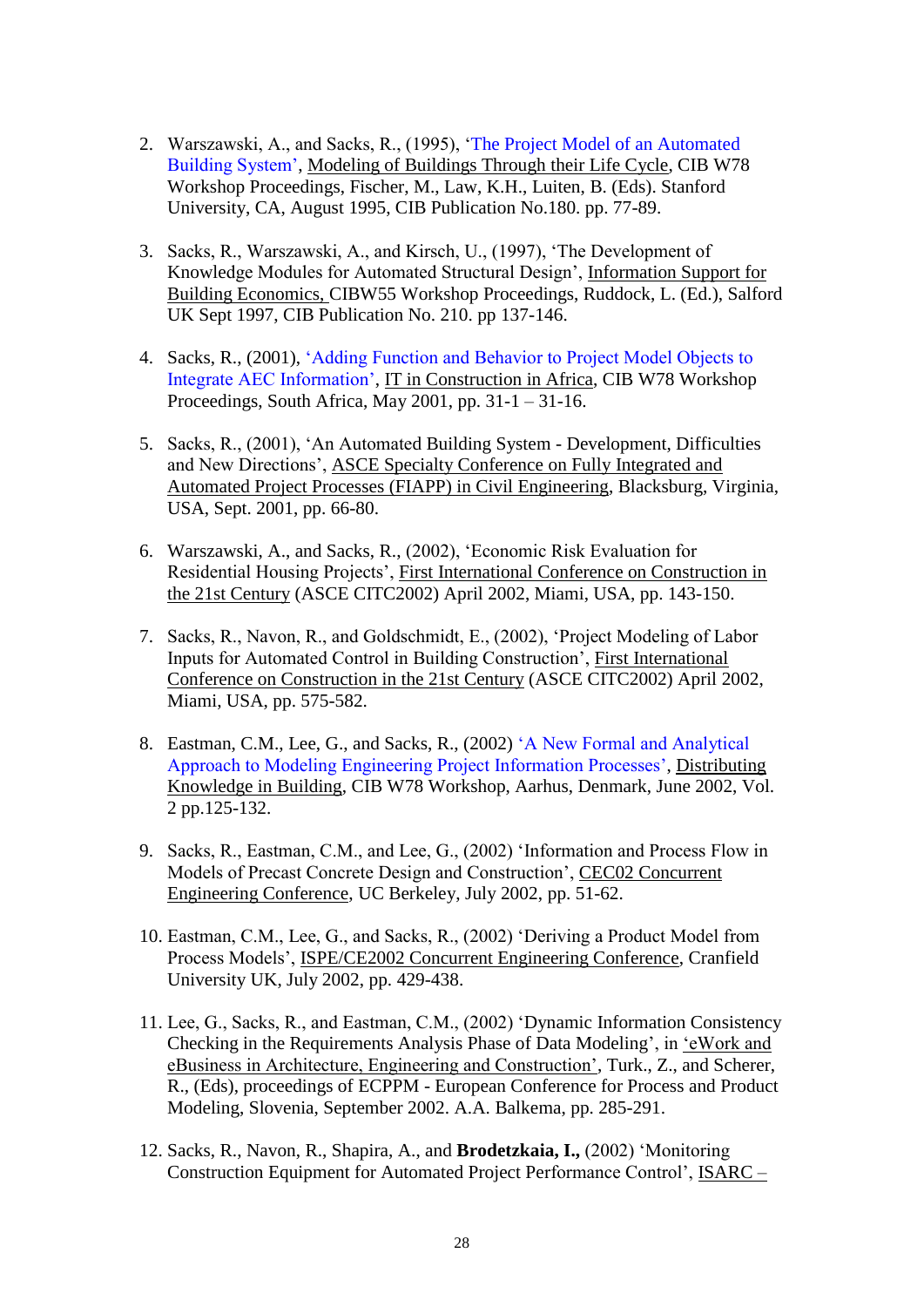2. Warszawski, A., and Sacks, R., (1995), 'The Project Model of an Automated Building System', Modeling of Buildings Through their Life Cycle, CIB W78 Workshop Proceedings, Fischer, M., Law, K.H., Luiten, B. (Eds). Stanford University, CA, August 1995, CIB Publication No.180. pp. 77-89.

3. Sacks, R., Warszawski, A., and Kirsch, U., (1997), 'The Development of Knowledge Modules for Automated Structural Design', Information Support for Building Economics, CIBW55 Workshop Proceedings, Ruddock, L. (Ed.), Salford UK Sept 1997, CIB Publication No. 210. pp 137-146.

4. Sacks, R., (2001), 'Adding Function and Behavior to Project Model Objects to Integrate AEC Information', IT in Construction in Africa, CIB W78 Workshop Proceedings, South Africa, May 2001, pp. 31-1 – 31-16.

5. Sacks, R., (2001), 'An Automated Building System - Development, Difficulties and New Directions', ASCE Specialty Conference on Fully Integrated and Automated Project Processes (FIAPP) in Civil Engineering, Blacksburg, Virginia, USA, Sept. 2001, pp. 66-80.

6. Warszawski, A., and Sacks, R., (2002), 'Economic Risk Evaluation for Residential Housing Projects', First International Conference on Construction in the 21st Century (ASCE CITC2002) April 2002, Miami, USA, pp. 143-150.

7. Sacks, R., Navon, R., and Goldschmidt, E., (2002), 'Project Modeling of Labor Inputs for Automated Control in Building Construction', First International Conference on Construction in the 21st Century (ASCE CITC2002) April 2002, Miami, USA, pp. 575-582.

8. Eastman, C.M., Lee, G., and Sacks, R., (2002) 'A New Formal and Analytical Approach to Modeling Engineering Project Information Processes', Distributing Knowledge in Building, CIB W78 Workshop, Aarhus, Denmark, June 2002, Vol. 2 pp.125-132.

9. Sacks, R., Eastman, C.M., and Lee, G., (2002) 'Information and Process Flow in Models of Precast Concrete Design and Construction', CEC02 Concurrent Engineering Conference, UC Berkeley, July 2002, pp. 51-62.

10. Eastman, C.M., Lee, G., and Sacks, R., (2002) 'Deriving a Product Model from Process Models', ISPE/CE2002 Concurrent Engineering Conference, Cranfield University UK, July 2002, pp. 429-438.

11. Lee, G., Sacks, R., and Eastman, C.M., (2002) 'Dynamic Information Consistency Checking in the Requirements Analysis Phase of Data Modeling', in 'eWork and eBusiness in Architecture, Engineering and Construction', Turk., Z., and Scherer, R., (Eds), proceedings of ECPPM - European Conference for Process and Product Modeling, Slovenia, September 2002. A.A. Balkema, pp. 285-291.

12. Sacks, R., Navon, R., Shapira, A., and **Brodetzkaia, I.,** (2002) 'Monitoring Construction Equipment for Automated Project Performance Control', ISARC –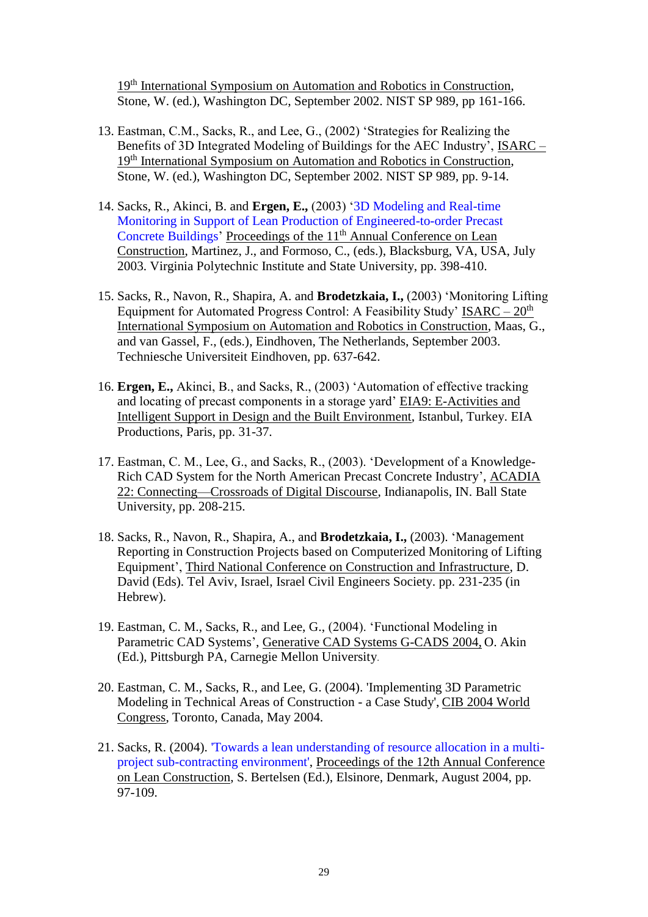19th International Symposium on Automation and Robotics in Construction, Stone, W. (ed.), Washington DC, September 2002. NIST SP 989, pp 161-166.

13. Eastman, C.M., Sacks, R., and Lee, G., (2002) 'Strategies for Realizing the Benefits of 3D Integrated Modeling of Buildings for the AEC Industry', ISARC – 19th International Symposium on Automation and Robotics in Construction, Stone, W. (ed.), Washington DC, September 2002. NIST SP 989, pp. 9-14.

14. Sacks, R., Akinci, B. and **Ergen, E.,** (2003) '3D Modeling and Real-time Monitoring in Support of Lean Production of Engineered-to-order Precast Concrete Buildings' Proceedings of the 11th Annual Conference on Lean Construction, Martinez, J., and Formoso, C., (eds.), Blacksburg, VA, USA, July 2003. Virginia Polytechnic Institute and State University, pp. 398-410.

15. Sacks, R., Navon, R., Shapira, A. and **Brodetzkaia, I.,** (2003) 'Monitoring Lifting Equipment for Automated Progress Control: A Feasibility Study' ISARC – 20th International Symposium on Automation and Robotics in Construction, Maas, G., and van Gassel, F., (eds.), Eindhoven, The Netherlands, September 2003. Techniesche Universiteit Eindhoven, pp. 637-642.

16. **Ergen, E.,** Akinci, B., and Sacks, R., (2003) 'Automation of effective tracking and locating of precast components in a storage yard' EIA9: E-Activities and Intelligent Support in Design and the Built Environment, Istanbul, Turkey. EIA Productions, Paris, pp. 31-37.

17. Eastman, C. M., Lee, G., and Sacks, R., (2003). 'Development of a Knowledge-Rich CAD System for the North American Precast Concrete Industry', ACADIA 22: Connecting—Crossroads of Digital Discourse, Indianapolis, IN. Ball State University, pp. 208-215.

18. Sacks, R., Navon, R., Shapira, A., and **Brodetzkaia, I.,** (2003). 'Management Reporting in Construction Projects based on Computerized Monitoring of Lifting Equipment', Third National Conference on Construction and Infrastructure, D. David (Eds). Tel Aviv, Israel, Israel Civil Engineers Society. pp. 231-235 (in Hebrew).

19. Eastman, C. M., Sacks, R., and Lee, G., (2004). 'Functional Modeling in Parametric CAD Systems', Generative CAD Systems G-CADS 2004, O. Akin (Ed.), Pittsburgh PA, Carnegie Mellon University.

20. Eastman, C. M., Sacks, R., and Lee, G. (2004). 'Implementing 3D Parametric Modeling in Technical Areas of Construction - a Case Study', CIB 2004 World Congress, Toronto, Canada, May 2004.

21. Sacks, R. (2004). 'Towards a lean understanding of resource allocation in a multi-project sub-contracting environment', Proceedings of the 12th Annual Conference on Lean Construction, S. Bertelsen (Ed.), Elsinore, Denmark, August 2004, pp. 97-109.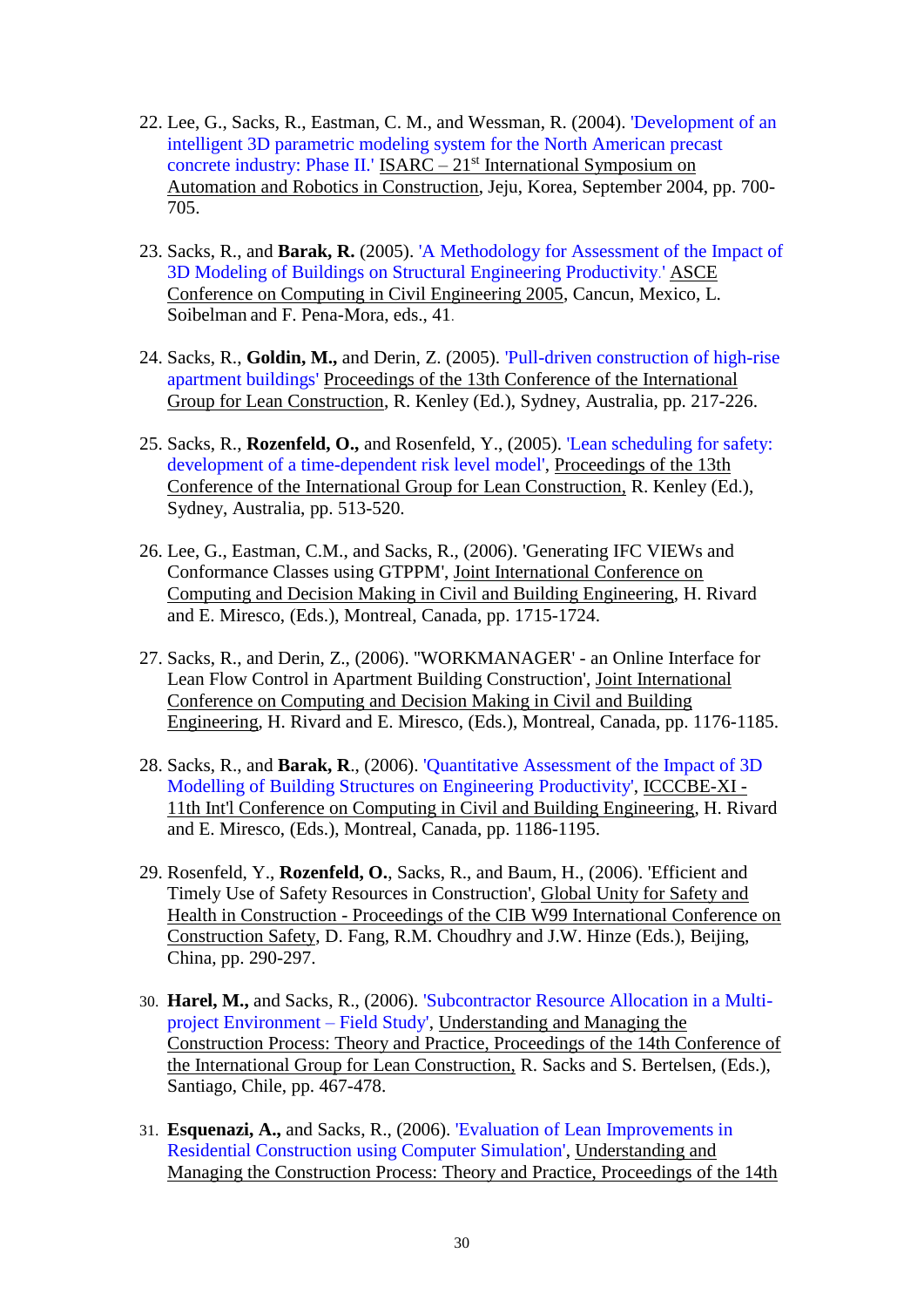22. Lee, G., Sacks, R., Eastman, C. M., and Wessman, R. (2004). 'Development of an intelligent 3D parametric modeling system for the North American precast concrete industry: Phase II.' ISARC – 21st International Symposium on Automation and Robotics in Construction, Jeju, Korea, September 2004, pp. 700-705.

23. Sacks, R., and **Barak, R.** (2005). 'A Methodology for Assessment of the Impact of 3D Modeling of Buildings on Structural Engineering Productivity.' ASCE Conference on Computing in Civil Engineering 2005, Cancun, Mexico, L. Soibelman and F. Pena-Mora, eds., 41.

24. Sacks, R., **Goldin, M.,** and Derin, Z. (2005). 'Pull-driven construction of high-rise apartment buildings' Proceedings of the 13th Conference of the International Group for Lean Construction, R. Kenley (Ed.), Sydney, Australia, pp. 217-226.

25. Sacks, R., **Rozenfeld, O.,** and Rosenfeld, Y., (2005). 'Lean scheduling for safety: development of a time-dependent risk level model', Proceedings of the 13th Conference of the International Group for Lean Construction, R. Kenley (Ed.), Sydney, Australia, pp. 513-520.

26. Lee, G., Eastman, C.M., and Sacks, R., (2006). 'Generating IFC VIEWs and Conformance Classes using GTPPM', Joint International Conference on Computing and Decision Making in Civil and Building Engineering, H. Rivard and E. Miresco, (Eds.), Montreal, Canada, pp. 1715-1724.

27. Sacks, R., and Derin, Z., (2006). "WORKMANAGER' - an Online Interface for Lean Flow Control in Apartment Building Construction', Joint International Conference on Computing and Decision Making in Civil and Building Engineering, H. Rivard and E. Miresco, (Eds.), Montreal, Canada, pp. 1176-1185.

28. Sacks, R., and **Barak, R**., (2006). 'Quantitative Assessment of the Impact of 3D Modelling of Building Structures on Engineering Productivity', ICCCBE-XI - 11th Int'l Conference on Computing in Civil and Building Engineering, H. Rivard and E. Miresco, (Eds.), Montreal, Canada, pp. 1186-1195.

29. Rosenfeld, Y., **Rozenfeld, O.**, Sacks, R., and Baum, H., (2006). 'Efficient and Timely Use of Safety Resources in Construction', Global Unity for Safety and Health in Construction - Proceedings of the CIB W99 International Conference on Construction Safety, D. Fang, R.M. Choudhry and J.W. Hinze (Eds.), Beijing, China, pp. 290-297.

30. **Harel, M.,** and Sacks, R., (2006). 'Subcontractor Resource Allocation in a Multi-project Environment – Field Study', Understanding and Managing the Construction Process: Theory and Practice, Proceedings of the 14th Conference of the International Group for Lean Construction, R. Sacks and S. Bertelsen, (Eds.), Santiago, Chile, pp. 467-478.

31. **Esquenazi, A.,** and Sacks, R., (2006). 'Evaluation of Lean Improvements in Residential Construction using Computer Simulation', Understanding and Managing the Construction Process: Theory and Practice, Proceedings of the 14th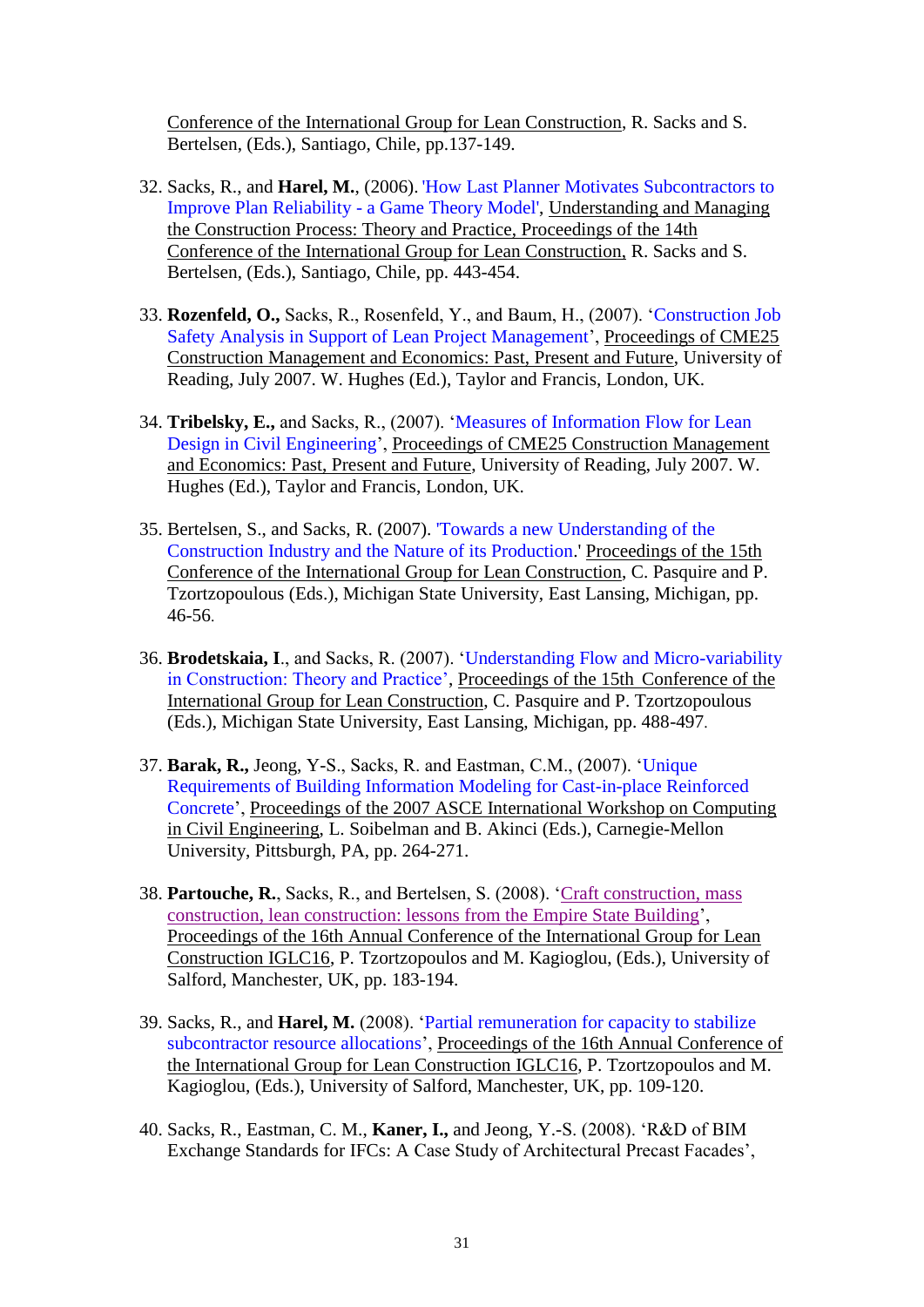Conference of the International Group for Lean Construction, R. Sacks and S. Bertelsen, (Eds.), Santiago, Chile, pp.137-149.

32. Sacks, R., and **Harel, M.**, (2006). 'How Last Planner Motivates Subcontractors to Improve Plan Reliability - a Game Theory Model', Understanding and Managing the Construction Process: Theory and Practice, Proceedings of the 14th Conference of the International Group for Lean Construction, R. Sacks and S. Bertelsen, (Eds.), Santiago, Chile, pp. 443-454.

33. **Rozenfeld, O.,** Sacks, R., Rosenfeld, Y., and Baum, H., (2007). 'Construction Job Safety Analysis in Support of Lean Project Management', Proceedings of CME25 Construction Management and Economics: Past, Present and Future, University of Reading, July 2007. W. Hughes (Ed.), Taylor and Francis, London, UK.

34. **Tribelsky, E.,** and Sacks, R., (2007). 'Measures of Information Flow for Lean Design in Civil Engineering', Proceedings of CME25 Construction Management and Economics: Past, Present and Future, University of Reading, July 2007. W. Hughes (Ed.), Taylor and Francis, London, UK.

35. Bertelsen, S., and Sacks, R. (2007). 'Towards a new Understanding of the Construction Industry and the Nature of its Production.' Proceedings of the 15th Conference of the International Group for Lean Construction, C. Pasquire and P. Tzortzopoulous (Eds.), Michigan State University, East Lansing, Michigan, pp. 46-56.

36. **Brodetskaia, I**., and Sacks, R. (2007). 'Understanding Flow and Micro-variability in Construction: Theory and Practice', Proceedings of the 15th Conference of the International Group for Lean Construction, C. Pasquire and P. Tzortzopoulous (Eds.), Michigan State University, East Lansing, Michigan, pp. 488-497.

37. **Barak, R.,** Jeong, Y-S., Sacks, R. and Eastman, C.M., (2007). 'Unique Requirements of Building Information Modeling for Cast-in-place Reinforced Concrete', Proceedings of the 2007 ASCE International Workshop on Computing in Civil Engineering, L. Soibelman and B. Akinci (Eds.), Carnegie-Mellon University, Pittsburgh, PA, pp. 264-271.

38. **Partouche, R.**, Sacks, R., and Bertelsen, S. (2008). 'Craft construction, mass construction, lean construction: lessons from the Empire State Building', Proceedings of the 16th Annual Conference of the International Group for Lean Construction IGLC16, P. Tzortzopoulos and M. Kagioglou, (Eds.), University of Salford, Manchester, UK, pp. 183-194.

39. Sacks, R., and **Harel, M.** (2008). 'Partial remuneration for capacity to stabilize subcontractor resource allocations', Proceedings of the 16th Annual Conference of the International Group for Lean Construction IGLC16, P. Tzortzopoulos and M. Kagioglou, (Eds.), University of Salford, Manchester, UK, pp. 109-120.

40. Sacks, R., Eastman, C. M., **Kaner, I.,** and Jeong, Y.-S. (2008). 'R&D of BIM Exchange Standards for IFCs: A Case Study of Architectural Precast Facades',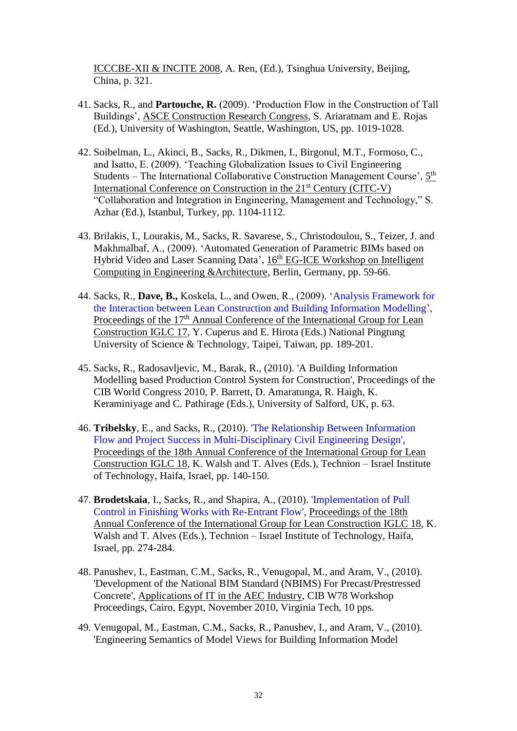ICCCBE-XII & INCITE 2008, A. Ren, (Ed.), Tsinghua University, Beijing, China, p. 321.

41. Sacks, R., and **Partouche, R.** (2009). 'Production Flow in the Construction of Tall Buildings', ASCE Construction Research Congress, S. Ariaratnam and E. Rojas (Ed.), University of Washington, Seattle, Washington, US, pp. 1019-1028.

42. Soibelman, L., Akinci, B., Sacks, R., Dikmen, I., Birgonul, M.T., Formoso, C., and Isatto, E. (2009). 'Teaching Globalization Issues to Civil Engineering Students – The International Collaborative Construction Management Course', 5th International Conference on Construction in the 21st Century (CITC-V) "Collaboration and Integration in Engineering, Management and Technology," S. Azhar (Ed.), Istanbul, Turkey, pp. 1104-1112.

43. Brilakis, I., Lourakis, M., Sacks, R. Savarese, S., Christodoulou, S., Teizer, J. and Makhmalbaf, A., (2009). 'Automated Generation of Parametric BIMs based on Hybrid Video and Laser Scanning Data', 16th EG-ICE Workshop on Intelligent Computing in Engineering &Architecture, Berlin, Germany, pp. 59-66.

44. Sacks, R., **Dave, B.,** Koskela, L., and Owen, R., (2009). 'Analysis Framework for the Interaction between Lean Construction and Building Information Modelling', Proceedings of the 17th Annual Conference of the International Group for Lean Construction IGLC 17, Y. Cuperus and E. Hirota (Eds.) National Pingtung University of Science & Technology, Taipei, Taiwan, pp. 189-201.

45. Sacks, R., Radosavljevic, M., Barak, R., (2010). 'A Building Information Modelling based Production Control System for Construction', Proceedings of the CIB World Congress 2010, P. Barrett, D. Amaratunga, R. Haigh, K. Keraminiyage and C. Pathirage (Eds.), University of Salford, UK, p. 63.

46. **Tribelsky**, E., and Sacks, R., (2010). 'The Relationship Between Information Flow and Project Success in Multi-Disciplinary Civil Engineering Design', Proceedings of the 18th Annual Conference of the International Group for Lean Construction IGLC 18, K. Walsh and T. Alves (Eds.), Technion – Israel Institute of Technology, Haifa, Israel, pp. 140-150.

47. **Brodetskaia**, I., Sacks, R., and Shapira, A., (2010). 'Implementation of Pull Control in Finishing Works with Re-Entrant Flow', Proceedings of the 18th Annual Conference of the International Group for Lean Construction IGLC 18, K. Walsh and T. Alves (Eds.), Technion – Israel Institute of Technology, Haifa, Israel, pp. 274-284.

48. Panushev, I., Eastman, C.M., Sacks, R., Venugopal, M., and Aram, V., (2010). 'Development of the National BIM Standard (NBIMS) For Precast/Prestressed Concrete', Applications of IT in the AEC Industry, CIB W78 Workshop Proceedings, Cairo, Egypt, November 2010, Virginia Tech, 10 pps.

49. Venugopal, M., Eastman, C.M., Sacks, R., Panushev, I., and Aram, V., (2010). 'Engineering Semantics of Model Views for Building Information Model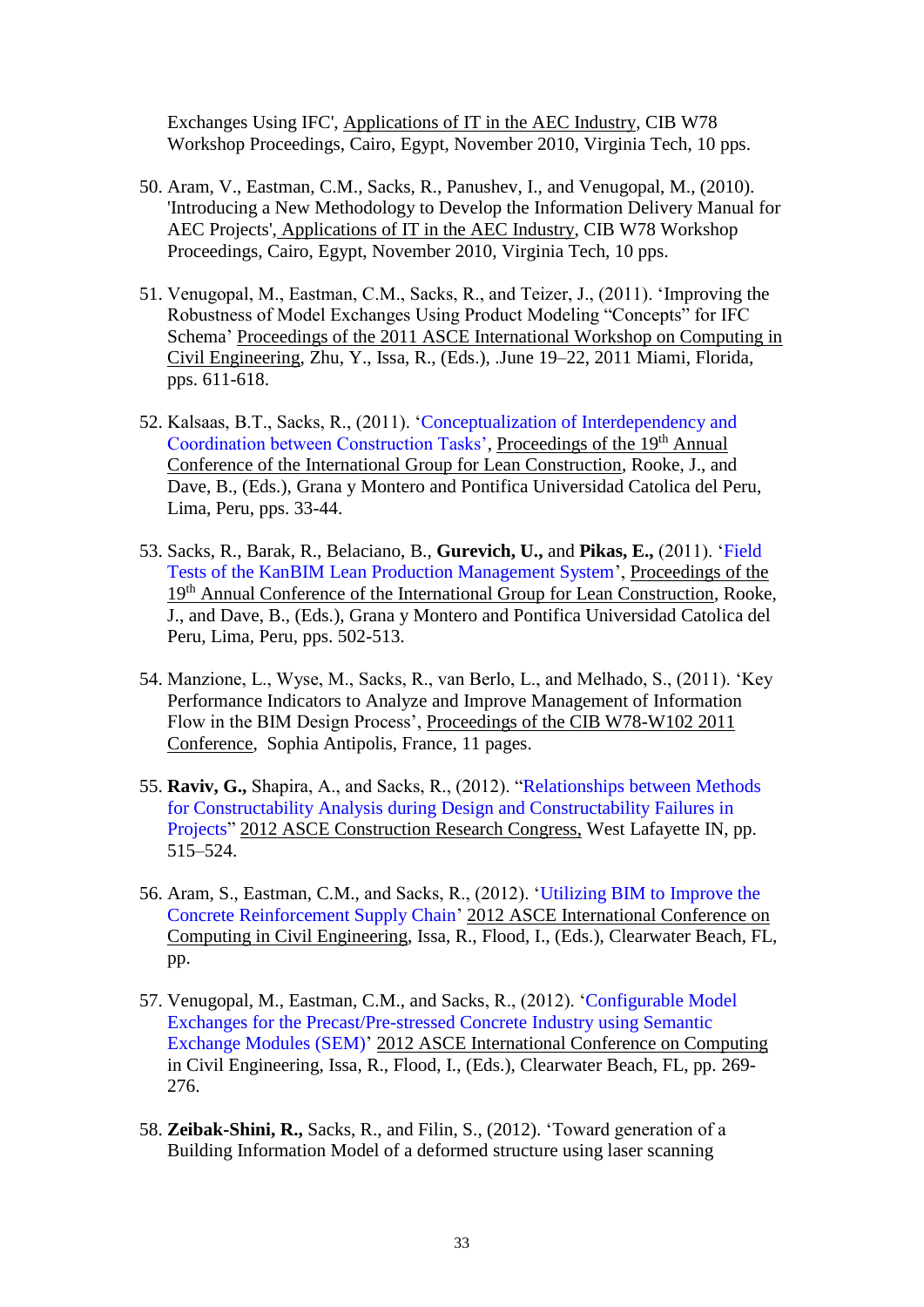Exchanges Using IFC', Applications of IT in the AEC Industry, CIB W78 Workshop Proceedings, Cairo, Egypt, November 2010, Virginia Tech, 10 pps.

50. Aram, V., Eastman, C.M., Sacks, R., Panushev, I., and Venugopal, M., (2010). 'Introducing a New Methodology to Develop the Information Delivery Manual for AEC Projects', Applications of IT in the AEC Industry, CIB W78 Workshop Proceedings, Cairo, Egypt, November 2010, Virginia Tech, 10 pps.

51. Venugopal, M., Eastman, C.M., Sacks, R., and Teizer, J., (2011). 'Improving the Robustness of Model Exchanges Using Product Modeling "Concepts" for IFC Schema' Proceedings of the 2011 ASCE International Workshop on Computing in Civil Engineering, Zhu, Y., Issa, R., (Eds.), .June 19–22, 2011 Miami, Florida, pps. 611-618.

52. Kalsaas, B.T., Sacks, R., (2011). 'Conceptualization of Interdependency and Coordination between Construction Tasks', Proceedings of the 19th Annual Conference of the International Group for Lean Construction, Rooke, J., and Dave, B., (Eds.), Grana y Montero and Pontifica Universidad Catolica del Peru, Lima, Peru, pps. 33-44.

53. Sacks, R., Barak, R., Belaciano, B., **Gurevich, U.,** and **Pikas, E.,** (2011). 'Field Tests of the KanBIM Lean Production Management System', Proceedings of the 19th Annual Conference of the International Group for Lean Construction, Rooke, J., and Dave, B., (Eds.), Grana y Montero and Pontifica Universidad Catolica del Peru, Lima, Peru, pps. 502-513.

54. Manzione, L., Wyse, M., Sacks, R., van Berlo, L., and Melhado, S., (2011). 'Key Performance Indicators to Analyze and Improve Management of Information Flow in the BIM Design Process', Proceedings of the CIB W78-W102 2011 Conference, Sophia Antipolis, France, 11 pages.

55. **Raviv, G.,** Shapira, A., and Sacks, R., (2012). "Relationships between Methods for Constructability Analysis during Design and Constructability Failures in Projects" 2012 ASCE Construction Research Congress, West Lafayette IN, pp. 515–524.

56. Aram, S., Eastman, C.M., and Sacks, R., (2012). 'Utilizing BIM to Improve the Concrete Reinforcement Supply Chain' 2012 ASCE International Conference on Computing in Civil Engineering, Issa, R., Flood, I., (Eds.), Clearwater Beach, FL, pp.

57. Venugopal, M., Eastman, C.M., and Sacks, R., (2012). 'Configurable Model Exchanges for the Precast/Pre-stressed Concrete Industry using Semantic Exchange Modules (SEM)' 2012 ASCE International Conference on Computing in Civil Engineering, Issa, R., Flood, I., (Eds.), Clearwater Beach, FL, pp. 269-276.

58. **Zeibak-Shini, R.,** Sacks, R., and Filin, S., (2012). 'Toward generation of a Building Information Model of a deformed structure using laser scanning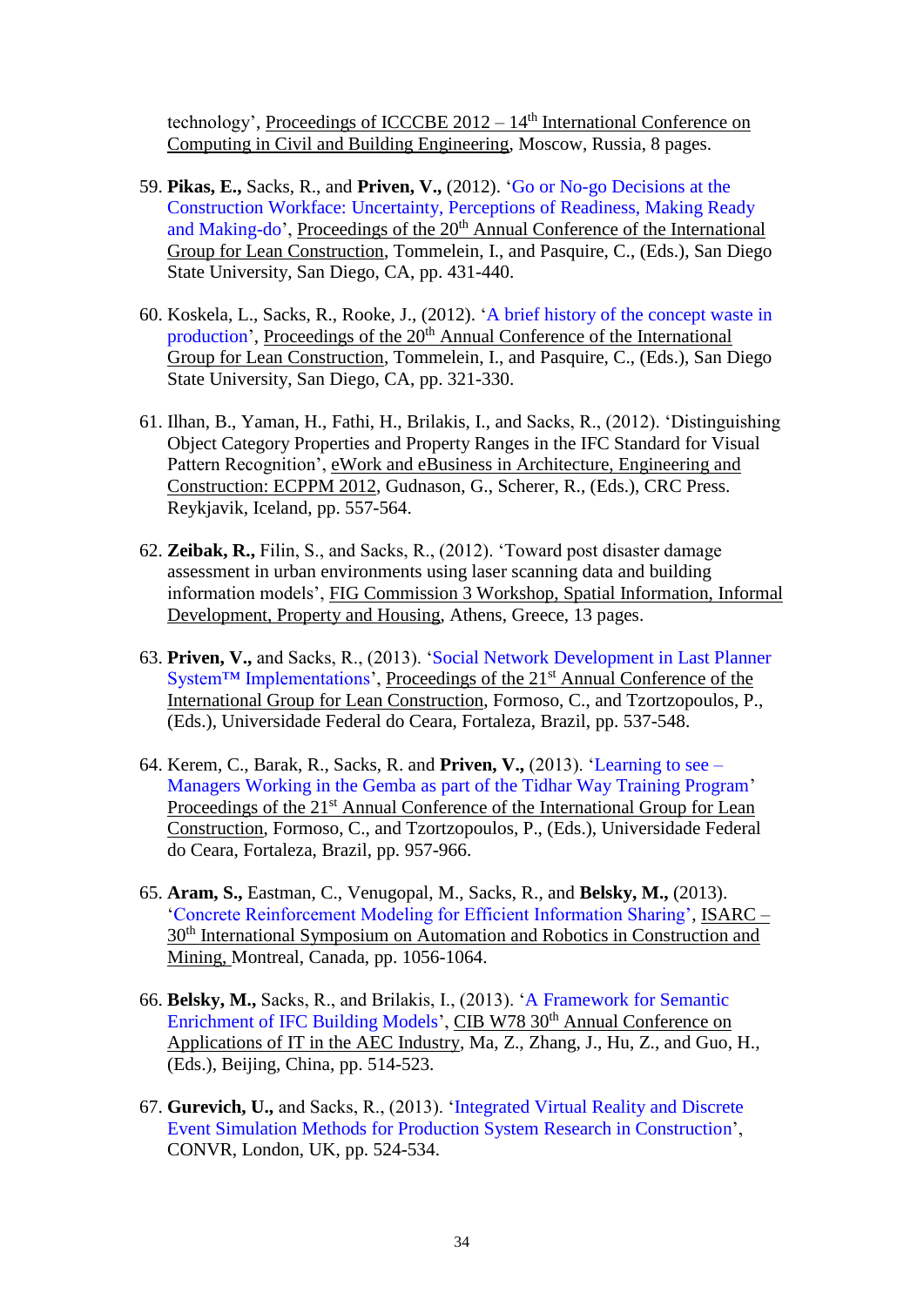technology', Proceedings of ICCCBE 2012 – 14th International Conference on Computing in Civil and Building Engineering, Moscow, Russia, 8 pages.

59. **Pikas, E.,** Sacks, R., and **Priven, V.,** (2012). 'Go or No-go Decisions at the Construction Workface: Uncertainty, Perceptions of Readiness, Making Ready and Making-do', Proceedings of the 20th Annual Conference of the International Group for Lean Construction, Tommelein, I., and Pasquire, C., (Eds.), San Diego State University, San Diego, CA, pp. 431-440.

60. Koskela, L., Sacks, R., Rooke, J., (2012). 'A brief history of the concept waste in production', Proceedings of the 20th Annual Conference of the International Group for Lean Construction, Tommelein, I., and Pasquire, C., (Eds.), San Diego State University, San Diego, CA, pp. 321-330.

61. Ilhan, B., Yaman, H., Fathi, H., Brilakis, I., and Sacks, R., (2012). 'Distinguishing Object Category Properties and Property Ranges in the IFC Standard for Visual Pattern Recognition', eWork and eBusiness in Architecture, Engineering and Construction: ECPPM 2012, Gudnason, G., Scherer, R., (Eds.), CRC Press. Reykjavik, Iceland, pp. 557-564.

62. **Zeibak, R.,** Filin, S., and Sacks, R., (2012). 'Toward post disaster damage assessment in urban environments using laser scanning data and building information models', FIG Commission 3 Workshop, Spatial Information, Informal Development, Property and Housing, Athens, Greece, 13 pages.

63. **Priven, V.,** and Sacks, R., (2013). 'Social Network Development in Last Planner System™ Implementations', Proceedings of the 21st Annual Conference of the International Group for Lean Construction, Formoso, C., and Tzortzopoulos, P., (Eds.), Universidade Federal do Ceara, Fortaleza, Brazil, pp. 537-548.

64. Kerem, C., Barak, R., Sacks, R. and **Priven, V.,** (2013). 'Learning to see – Managers Working in the Gemba as part of the Tidhar Way Training Program' Proceedings of the 21st Annual Conference of the International Group for Lean Construction, Formoso, C., and Tzortzopoulos, P., (Eds.), Universidade Federal do Ceara, Fortaleza, Brazil, pp. 957-966.

65. **Aram, S.,** Eastman, C., Venugopal, M., Sacks, R., and **Belsky, M.,** (2013). 'Concrete Reinforcement Modeling for Efficient Information Sharing', ISARC – 30th International Symposium on Automation and Robotics in Construction and Mining, Montreal, Canada, pp. 1056-1064.

66. **Belsky, M.,** Sacks, R., and Brilakis, I., (2013). 'A Framework for Semantic Enrichment of IFC Building Models', CIB W78 30th Annual Conference on Applications of IT in the AEC Industry, Ma, Z., Zhang, J., Hu, Z., and Guo, H., (Eds.), Beijing, China, pp. 514-523.

67. **Gurevich, U.,** and Sacks, R., (2013). 'Integrated Virtual Reality and Discrete Event Simulation Methods for Production System Research in Construction', CONVR, London, UK, pp. 524-534.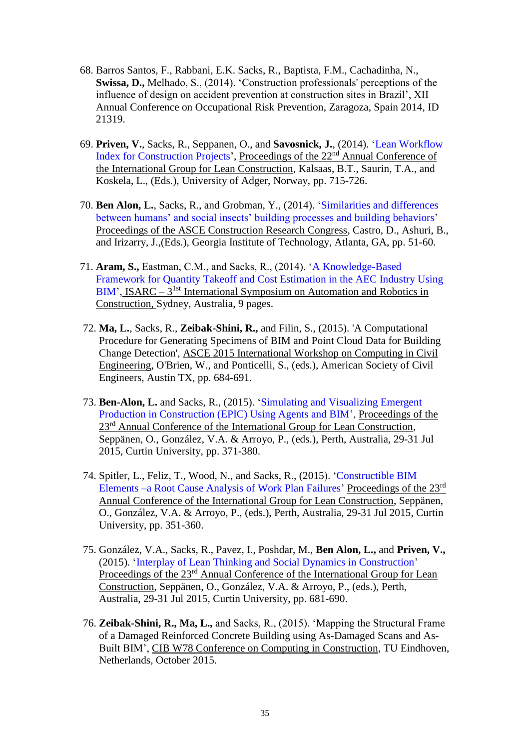68. Barros Santos, F., Rabbani, E.K. Sacks, R., Baptista, F.M., Cachadinha, N., **Swissa, D.,** Melhado, S., (2014). 'Construction professionals' perceptions of the influence of design on accident prevention at construction sites in Brazil', XII Annual Conference on Occupational Risk Prevention, Zaragoza, Spain 2014, ID 21319.

69. **Priven, V.**, Sacks, R., Seppanen, O., and **Savosnick, J.**, (2014). 'Lean Workflow Index for Construction Projects', Proceedings of the 22nd Annual Conference of the International Group for Lean Construction, Kalsaas, B.T., Saurin, T.A., and Koskela, L., (Eds.), University of Adger, Norway, pp. 715-726.

70. **Ben Alon, L.**, Sacks, R., and Grobman, Y., (2014). 'Similarities and differences between humans' and social insects' building processes and building behaviors' Proceedings of the ASCE Construction Research Congress, Castro, D., Ashuri, B., and Irizarry, J.,(Eds.), Georgia Institute of Technology, Atlanta, GA, pp. 51-60.

71. **Aram, S.,** Eastman, C.M., and Sacks, R., (2014). 'A Knowledge-Based Framework for Quantity Takeoff and Cost Estimation in the AEC Industry Using BIM', ISARC – 31st International Symposium on Automation and Robotics in Construction, Sydney, Australia, 9 pages.

72. **Ma, L.**, Sacks, R., **Zeibak-Shini, R.,** and Filin, S., (2015). 'A Computational Procedure for Generating Specimens of BIM and Point Cloud Data for Building Change Detection', ASCE 2015 International Workshop on Computing in Civil Engineering, O'Brien, W., and Ponticelli, S., (eds.), American Society of Civil Engineers, Austin TX, pp. 684-691.

73. **Ben-Alon, L.** and Sacks, R., (2015). 'Simulating and Visualizing Emergent Production in Construction (EPIC) Using Agents and BIM', Proceedings of the 23rd Annual Conference of the International Group for Lean Construction, Seppänen, O., González, V.A. & Arroyo, P., (eds.), Perth, Australia, 29-31 Jul 2015, Curtin University, pp. 371-380.

74. Spitler, L., Feliz, T., Wood, N., and Sacks, R., (2015). 'Constructible BIM Elements –a Root Cause Analysis of Work Plan Failures' Proceedings of the 23rd Annual Conference of the International Group for Lean Construction, Seppänen, O., González, V.A. & Arroyo, P., (eds.), Perth, Australia, 29-31 Jul 2015, Curtin University, pp. 351-360.

75. González, V.A., Sacks, R., Pavez, I., Poshdar, M., **Ben Alon, L.,** and **Priven, V.,** (2015). 'Interplay of Lean Thinking and Social Dynamics in Construction' Proceedings of the 23rd Annual Conference of the International Group for Lean Construction, Seppänen, O., González, V.A. & Arroyo, P., (eds.), Perth, Australia, 29-31 Jul 2015, Curtin University, pp. 681-690.

76. **Zeibak-Shini, R., Ma, L.,** and Sacks, R., (2015). 'Mapping the Structural Frame of a Damaged Reinforced Concrete Building using As-Damaged Scans and As-Built BIM', CIB W78 Conference on Computing in Construction, TU Eindhoven, Netherlands, October 2015.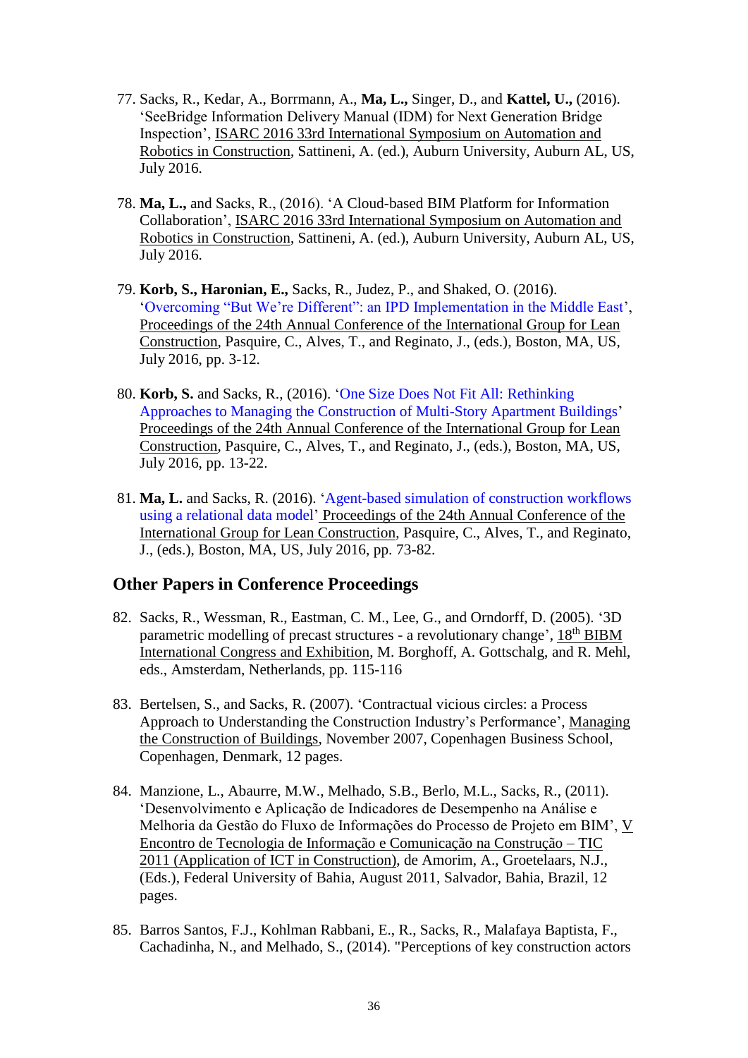77. Sacks, R., Kedar, A., Borrmann, A., **Ma, L.,** Singer, D., and **Kattel, U.,** (2016). 'SeeBridge Information Delivery Manual (IDM) for Next Generation Bridge Inspection', ISARC 2016 33rd International Symposium on Automation and Robotics in Construction, Sattineni, A. (ed.), Auburn University, Auburn AL, US, July 2016.

78. **Ma, L.,** and Sacks, R., (2016). 'A Cloud-based BIM Platform for Information Collaboration', ISARC 2016 33rd International Symposium on Automation and Robotics in Construction, Sattineni, A. (ed.), Auburn University, Auburn AL, US, July 2016.

79. **Korb, S., Haronian, E.,** Sacks, R., Judez, P., and Shaked, O. (2016). 'Overcoming "But We're Different": an IPD Implementation in the Middle East', Proceedings of the 24th Annual Conference of the International Group for Lean Construction, Pasquire, C., Alves, T., and Reginato, J., (eds.), Boston, MA, US, July 2016, pp. 3-12.

80. **Korb, S.** and Sacks, R., (2016). 'One Size Does Not Fit All: Rethinking Approaches to Managing the Construction of Multi-Story Apartment Buildings' Proceedings of the 24th Annual Conference of the International Group for Lean Construction, Pasquire, C., Alves, T., and Reginato, J., (eds.), Boston, MA, US, July 2016, pp. 13-22.

81. **Ma, L.** and Sacks, R. (2016). 'Agent-based simulation of construction workflows using a relational data model' Proceedings of the 24th Annual Conference of the International Group for Lean Construction, Pasquire, C., Alves, T., and Reginato, J., (eds.), Boston, MA, US, July 2016, pp. 73-82.

## Other Papers in Conference Proceedings

82. Sacks, R., Wessman, R., Eastman, C. M., Lee, G., and Orndorff, D. (2005). '3D parametric modelling of precast structures - a revolutionary change', 18th BIBM International Congress and Exhibition, M. Borghoff, A. Gottschalg, and R. Mehl, eds., Amsterdam, Netherlands, pp. 115-116

83. Bertelsen, S., and Sacks, R. (2007). 'Contractual vicious circles: a Process Approach to Understanding the Construction Industry's Performance', Managing the Construction of Buildings, November 2007, Copenhagen Business School, Copenhagen, Denmark, 12 pages.

84. Manzione, L., Abaurre, M.W., Melhado, S.B., Berlo, M.L., Sacks, R., (2011). 'Desenvolvimento e Aplicação de Indicadores de Desempenho na Análise e Melhoria da Gestão do Fluxo de Informações do Processo de Projeto em BIM', V Encontro de Tecnologia de Informação e Comunicação na Construção – TIC 2011 (Application of ICT in Construction), de Amorim, A., Groetelaars, N.J., (Eds.), Federal University of Bahia, August 2011, Salvador, Bahia, Brazil, 12 pages.

85. Barros Santos, F.J., Kohlman Rabbani, E., R., Sacks, R., Malafaya Baptista, F., Cachadinha, N., and Melhado, S., (2014). "Perceptions of key construction actors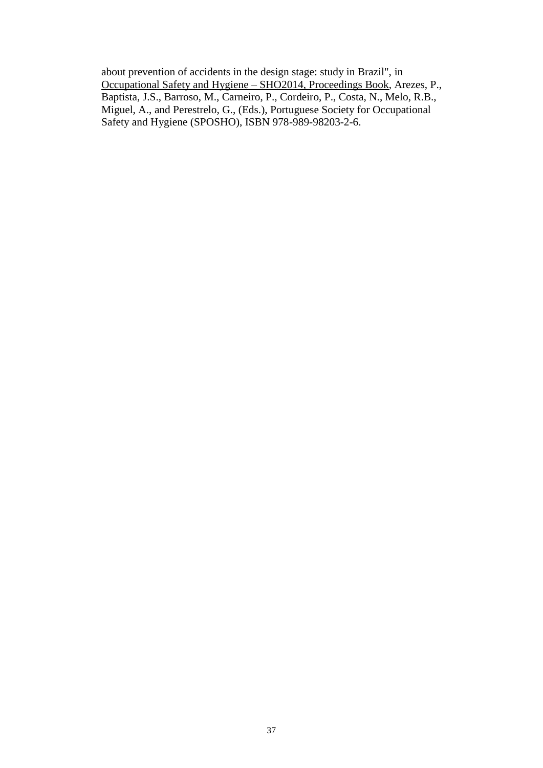about prevention of accidents in the design stage: study in Brazil", in Occupational Safety and Hygiene – SHO2014, Proceedings Book, Arezes, P., Baptista, J.S., Barroso, M., Carneiro, P., Cordeiro, P., Costa, N., Melo, R.B., Miguel, A., and Perestrelo, G., (Eds.), Portuguese Society for Occupational Safety and Hygiene (SPOSHO), ISBN 978-989-98203-2-6.